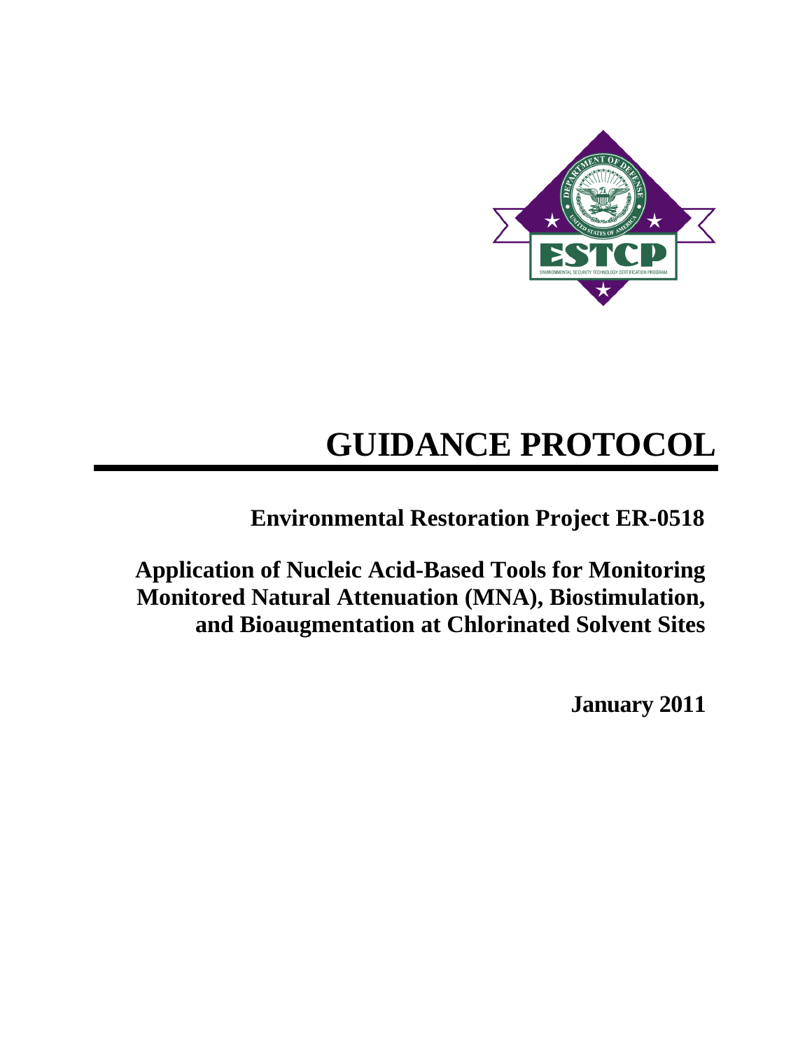# GUIDANCE PROTOCOL

## Environmental Restoration Project ER-0518

## Application of Nucleic Acid-Based Tools for Monitoring Monitored Natural Attenuation (MNA), Biostimulation, and Bioaugmentation at Chlorinated Solvent Sites

**January 2011**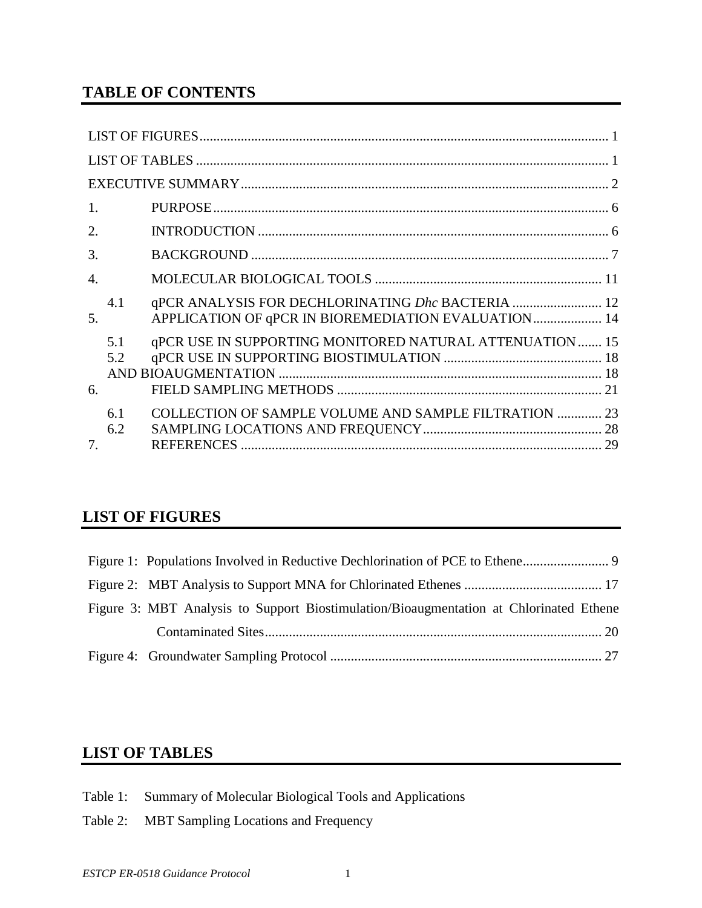## TABLE OF CONTENTS

LIST OF FIGURES.......................................................................................................... 1

LIST OF TABLES .......................................................................................................... 1

EXECUTIVE SUMMARY.............................................................................................. 2

1. PURPOSE.................................................................................................................. 6

2. INTRODUCTION ..................................................................................................... 6

3. BACKGROUND ........................................................................................................ 7

4. MOLECULAR BIOLOGICAL TOOLS .................................................................. 11

   4.1 qPCR ANALYSIS FOR DECHLORINATING *Dhc* BACTERIA .......................... 12

5. APPLICATION OF qPCR IN BIOREMEDIATION EVALUATION.................... 14

   5.1 qPCR USE IN SUPPORTING MONITORED NATURAL ATTENUATION....... 15

   5.2 qPCR USE IN SUPPORTING BIOSTIMULATION .............................................. 18

   AND BIOAUGMENTATION ............................................................................................ 18

6. FIELD SAMPLING METHODS ............................................................................. 21

   6.1 COLLECTION OF SAMPLE VOLUME AND SAMPLE FILTRATION ............. 23

   6.2 SAMPLING LOCATIONS AND FREQUENCY.................................................... 28

7. REFERENCES .......................................................................................................... 29

## LIST OF FIGURES

Figure 1: Populations Involved in Reductive Dechlorination of PCE to Ethene......................... 9

Figure 2: MBT Analysis to Support MNA for Chlorinated Ethenes ........................................ 17

Figure 3: MBT Analysis to Support Biostimulation/Bioaugmentation at Chlorinated Ethene Contaminated Sites................................................................................................... 20

Figure 4: Groundwater Sampling Protocol ............................................................................... 27

## LIST OF TABLES

Table 1: Summary of Molecular Biological Tools and Applications

Table 2: MBT Sampling Locations and Frequency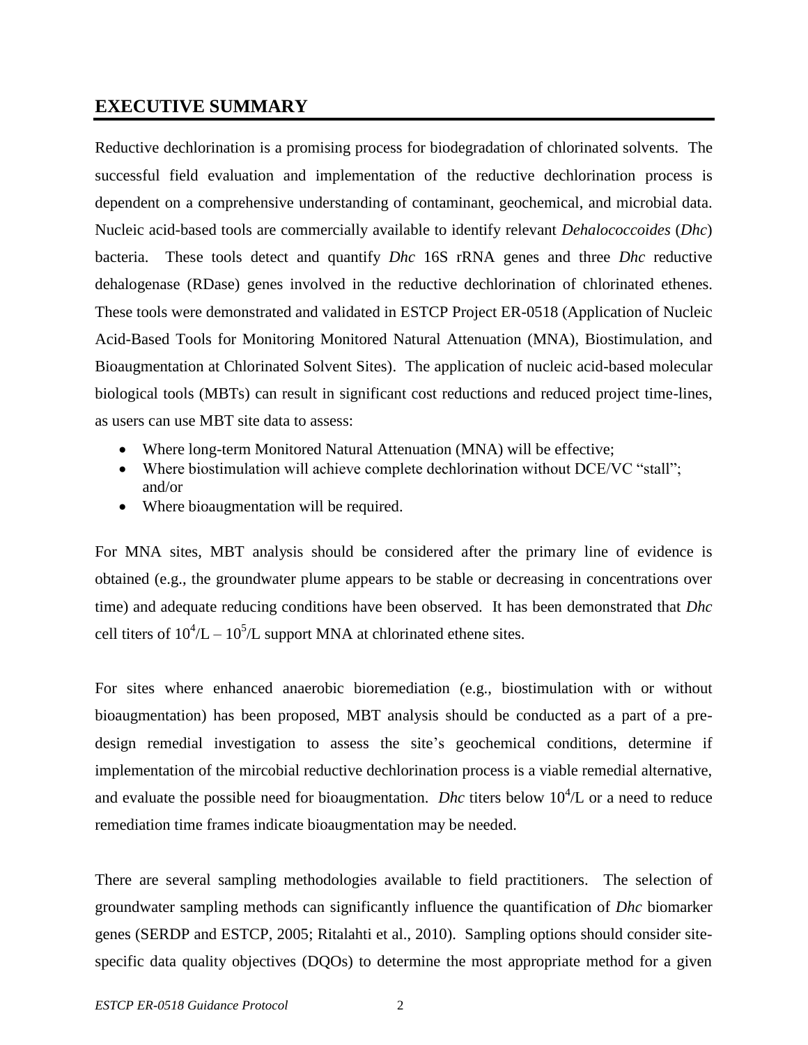## EXECUTIVE SUMMARY

Reductive dechlorination is a promising process for biodegradation of chlorinated solvents. The successful field evaluation and implementation of the reductive dechlorination process is dependent on a comprehensive understanding of contaminant, geochemical, and microbial data. Nucleic acid-based tools are commercially available to identify relevant *Dehalococcoides* (*Dhc*) bacteria. These tools detect and quantify *Dhc* 16S rRNA genes and three *Dhc* reductive dehalogenase (RDase) genes involved in the reductive dechlorination of chlorinated ethenes. These tools were demonstrated and validated in ESTCP Project ER-0518 (Application of Nucleic Acid-Based Tools for Monitoring Monitored Natural Attenuation (MNA), Biostimulation, and Bioaugmentation at Chlorinated Solvent Sites). The application of nucleic acid-based molecular biological tools (MBTs) can result in significant cost reductions and reduced project time-lines, as users can use MBT site data to assess:

- Where long-term Monitored Natural Attenuation (MNA) will be effective;
- Where biostimulation will achieve complete dechlorination without DCE/VC "stall"; and/or
- Where bioaugmentation will be required.

For MNA sites, MBT analysis should be considered after the primary line of evidence is obtained (e.g., the groundwater plume appears to be stable or decreasing in concentrations over time) and adequate reducing conditions have been observed. It has been demonstrated that *Dhc* cell titers of $10^4$/L – $10^5$/L support MNA at chlorinated ethene sites.

For sites where enhanced anaerobic bioremediation (e.g., biostimulation with or without bioaugmentation) has been proposed, MBT analysis should be conducted as a part of a pre-design remedial investigation to assess the site's geochemical conditions, determine if implementation of the mircobial reductive dechlorination process is a viable remedial alternative, and evaluate the possible need for bioaugmentation. *Dhc* titers below $10^4$/L or a need to reduce remediation time frames indicate bioaugmentation may be needed.

There are several sampling methodologies available to field practitioners. The selection of groundwater sampling methods can significantly influence the quantification of *Dhc* biomarker genes (SERDP and ESTCP, 2005; Ritalahti et al., 2010). Sampling options should consider site-specific data quality objectives (DQOs) to determine the most appropriate method for a given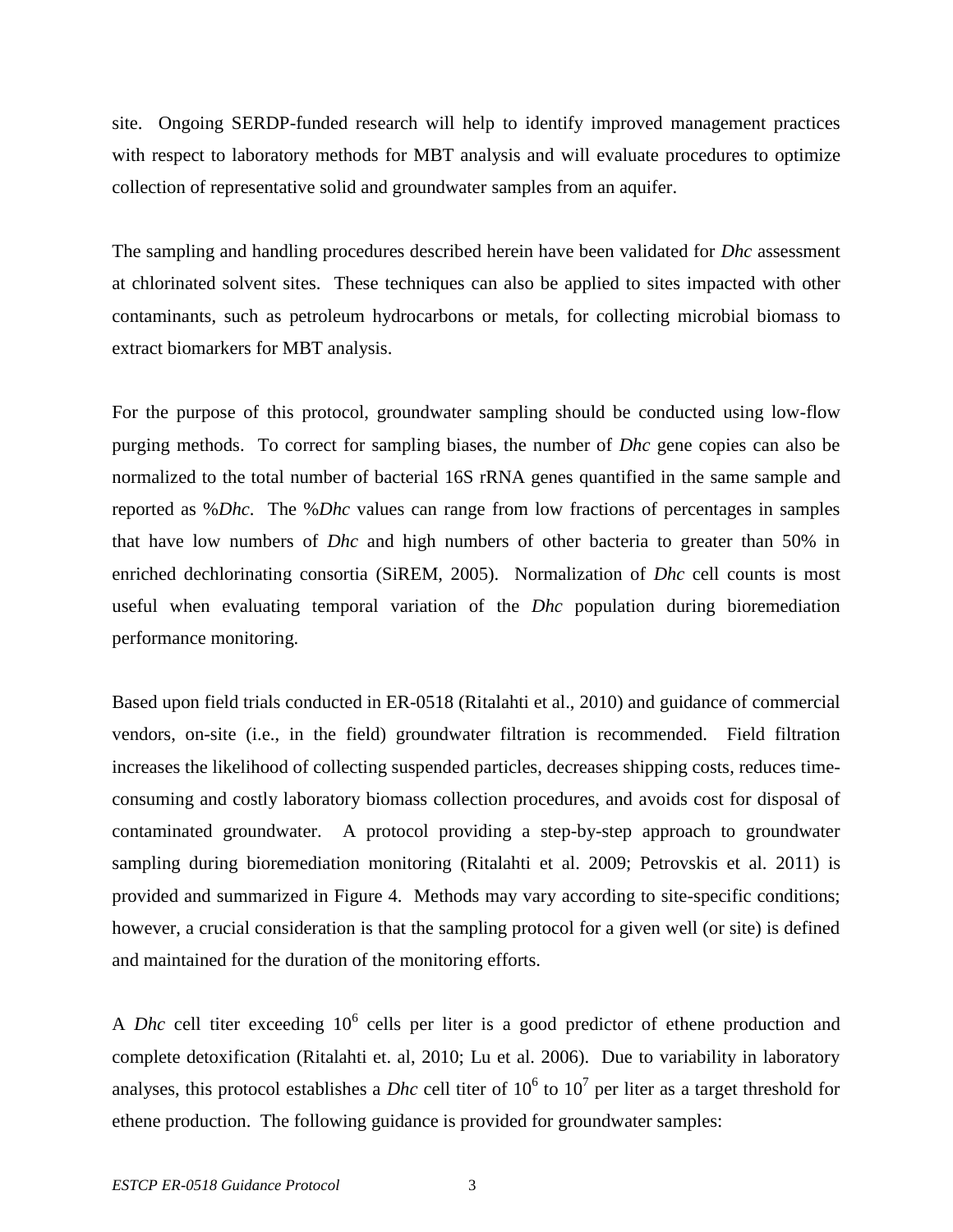site. Ongoing SERDP-funded research will help to identify improved management practices with respect to laboratory methods for MBT analysis and will evaluate procedures to optimize collection of representative solid and groundwater samples from an aquifer.

The sampling and handling procedures described herein have been validated for *Dhc* assessment at chlorinated solvent sites. These techniques can also be applied to sites impacted with other contaminants, such as petroleum hydrocarbons or metals, for collecting microbial biomass to extract biomarkers for MBT analysis.

For the purpose of this protocol, groundwater sampling should be conducted using low-flow purging methods. To correct for sampling biases, the number of *Dhc* gene copies can also be normalized to the total number of bacterial 16S rRNA genes quantified in the same sample and reported as %*Dhc*. The %*Dhc* values can range from low fractions of percentages in samples that have low numbers of *Dhc* and high numbers of other bacteria to greater than 50% in enriched dechlorinating consortia (SiREM, 2005). Normalization of *Dhc* cell counts is most useful when evaluating temporal variation of the *Dhc* population during bioremediation performance monitoring.

Based upon field trials conducted in ER-0518 (Ritalahti et al., 2010) and guidance of commercial vendors, on-site (i.e., in the field) groundwater filtration is recommended. Field filtration increases the likelihood of collecting suspended particles, decreases shipping costs, reduces time-consuming and costly laboratory biomass collection procedures, and avoids cost for disposal of contaminated groundwater. A protocol providing a step-by-step approach to groundwater sampling during bioremediation monitoring (Ritalahti et al. 2009; Petrovskis et al. 2011) is provided and summarized in Figure 4. Methods may vary according to site-specific conditions; however, a crucial consideration is that the sampling protocol for a given well (or site) is defined and maintained for the duration of the monitoring efforts.

A *Dhc* cell titer exceeding $10^6$ cells per liter is a good predictor of ethene production and complete detoxification (Ritalahti et. al, 2010; Lu et al. 2006). Due to variability in laboratory analyses, this protocol establishes a *Dhc* cell titer of $10^6$ to $10^7$ per liter as a target threshold for ethene production. The following guidance is provided for groundwater samples: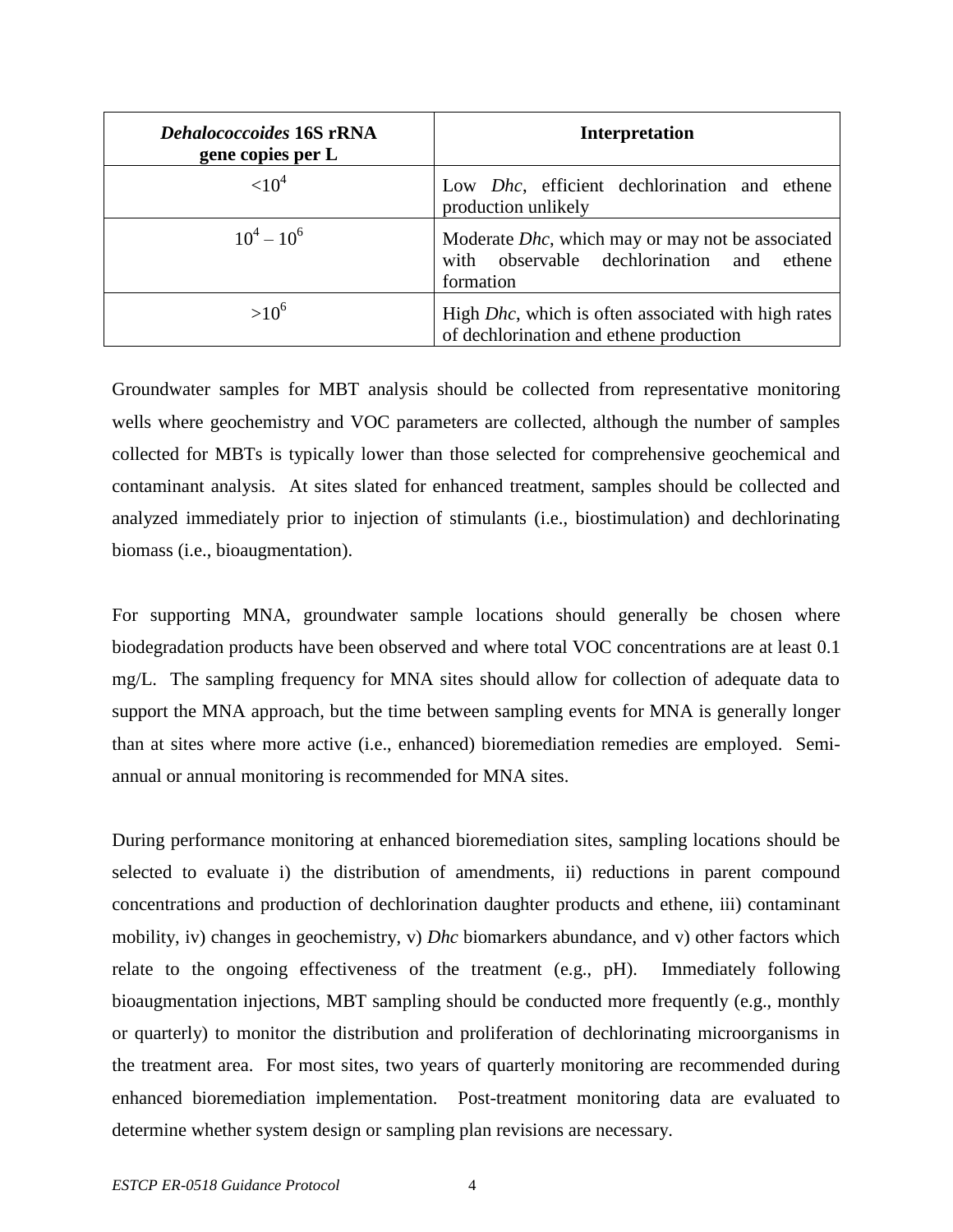| *Dehalococcoides* 16S rRNA gene copies per L | Interpretation |
| --- | --- |
| $<10^4$ | Low *Dhc*, efficient dechlorination and ethene production unlikely |
| $10^4 – 10^6$ | Moderate *Dhc*, which may or may not be associated with observable dechlorination and ethene formation |
| $>10^6$ | High *Dhc*, which is often associated with high rates of dechlorination and ethene production |

Groundwater samples for MBT analysis should be collected from representative monitoring wells where geochemistry and VOC parameters are collected, although the number of samples collected for MBTs is typically lower than those selected for comprehensive geochemical and contaminant analysis. At sites slated for enhanced treatment, samples should be collected and analyzed immediately prior to injection of stimulants (i.e., biostimulation) and dechlorinating biomass (i.e., bioaugmentation).

For supporting MNA, groundwater sample locations should generally be chosen where biodegradation products have been observed and where total VOC concentrations are at least 0.1 mg/L. The sampling frequency for MNA sites should allow for collection of adequate data to support the MNA approach, but the time between sampling events for MNA is generally longer than at sites where more active (i.e., enhanced) bioremediation remedies are employed. Semi-annual or annual monitoring is recommended for MNA sites.

During performance monitoring at enhanced bioremediation sites, sampling locations should be selected to evaluate i) the distribution of amendments, ii) reductions in parent compound concentrations and production of dechlorination daughter products and ethene, iii) contaminant mobility, iv) changes in geochemistry, v) *Dhc* biomarkers abundance, and v) other factors which relate to the ongoing effectiveness of the treatment (e.g., pH). Immediately following bioaugmentation injections, MBT sampling should be conducted more frequently (e.g., monthly or quarterly) to monitor the distribution and proliferation of dechlorinating microorganisms in the treatment area. For most sites, two years of quarterly monitoring are recommended during enhanced bioremediation implementation. Post-treatment monitoring data are evaluated to determine whether system design or sampling plan revisions are necessary.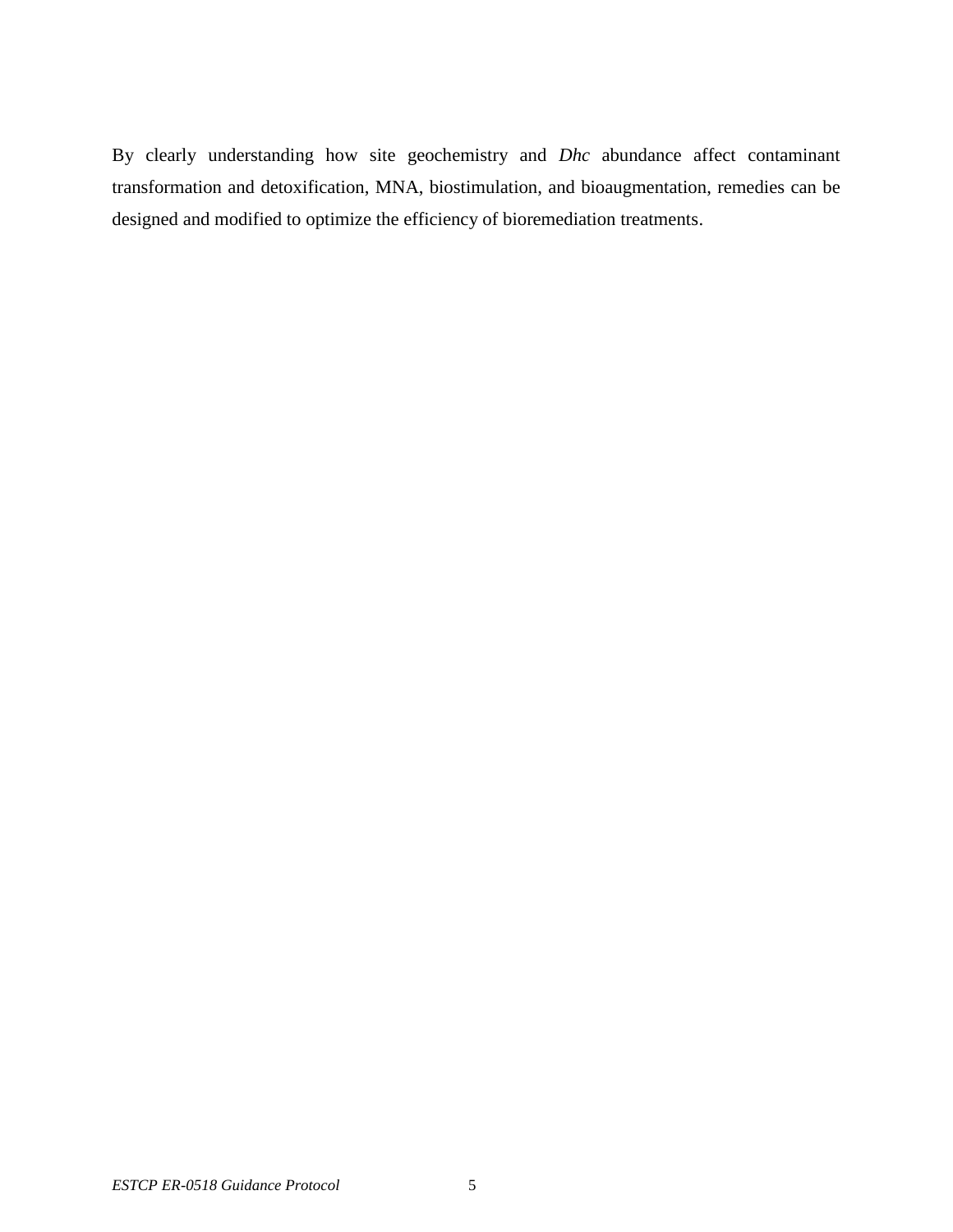By clearly understanding how site geochemistry and *Dhc* abundance affect contaminant transformation and detoxification, MNA, biostimulation, and bioaugmentation, remedies can be designed and modified to optimize the efficiency of bioremediation treatments.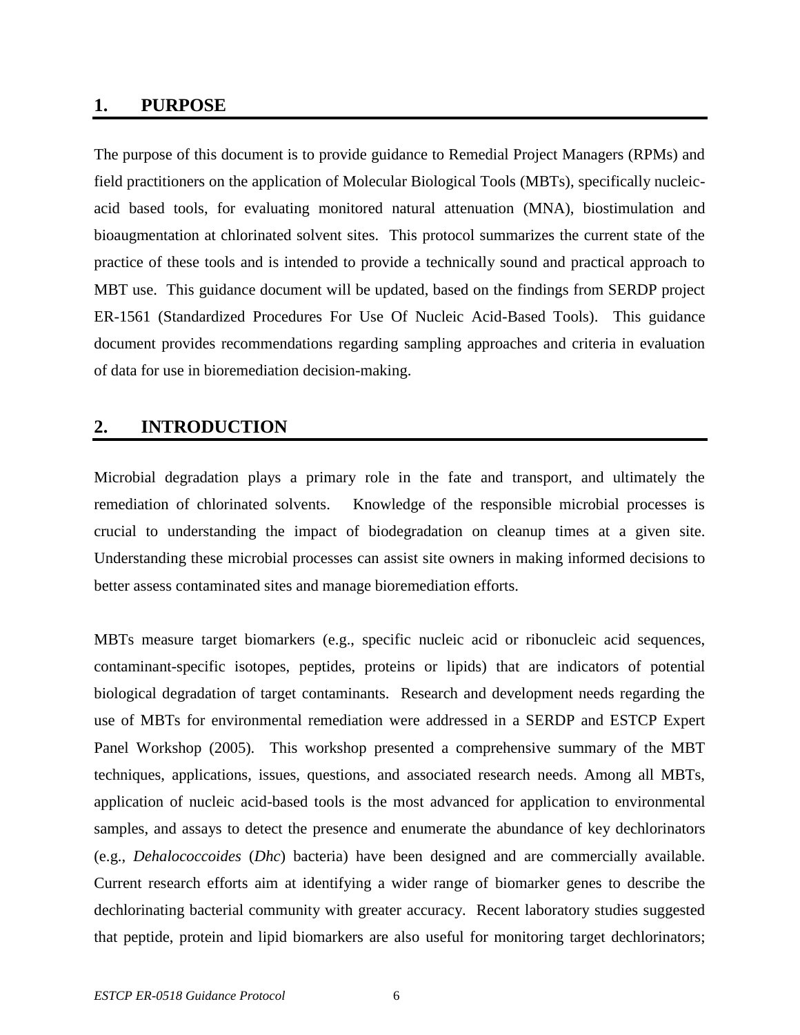## 1. PURPOSE

The purpose of this document is to provide guidance to Remedial Project Managers (RPMs) and field practitioners on the application of Molecular Biological Tools (MBTs), specifically nucleic-acid based tools, for evaluating monitored natural attenuation (MNA), biostimulation and bioaugmentation at chlorinated solvent sites. This protocol summarizes the current state of the practice of these tools and is intended to provide a technically sound and practical approach to MBT use. This guidance document will be updated, based on the findings from SERDP project ER-1561 (Standardized Procedures For Use Of Nucleic Acid-Based Tools). This guidance document provides recommendations regarding sampling approaches and criteria in evaluation of data for use in bioremediation decision-making.

## 2. INTRODUCTION

Microbial degradation plays a primary role in the fate and transport, and ultimately the remediation of chlorinated solvents. Knowledge of the responsible microbial processes is crucial to understanding the impact of biodegradation on cleanup times at a given site. Understanding these microbial processes can assist site owners in making informed decisions to better assess contaminated sites and manage bioremediation efforts.

MBTs measure target biomarkers (e.g., specific nucleic acid or ribonucleic acid sequences, contaminant-specific isotopes, peptides, proteins or lipids) that are indicators of potential biological degradation of target contaminants. Research and development needs regarding the use of MBTs for environmental remediation were addressed in a SERDP and ESTCP Expert Panel Workshop (2005). This workshop presented a comprehensive summary of the MBT techniques, applications, issues, questions, and associated research needs. Among all MBTs, application of nucleic acid-based tools is the most advanced for application to environmental samples, and assays to detect the presence and enumerate the abundance of key dechlorinators (e.g., *Dehalococcoides* (*Dhc*) bacteria) have been designed and are commercially available. Current research efforts aim at identifying a wider range of biomarker genes to describe the dechlorinating bacterial community with greater accuracy. Recent laboratory studies suggested that peptide, protein and lipid biomarkers are also useful for monitoring target dechlorinators;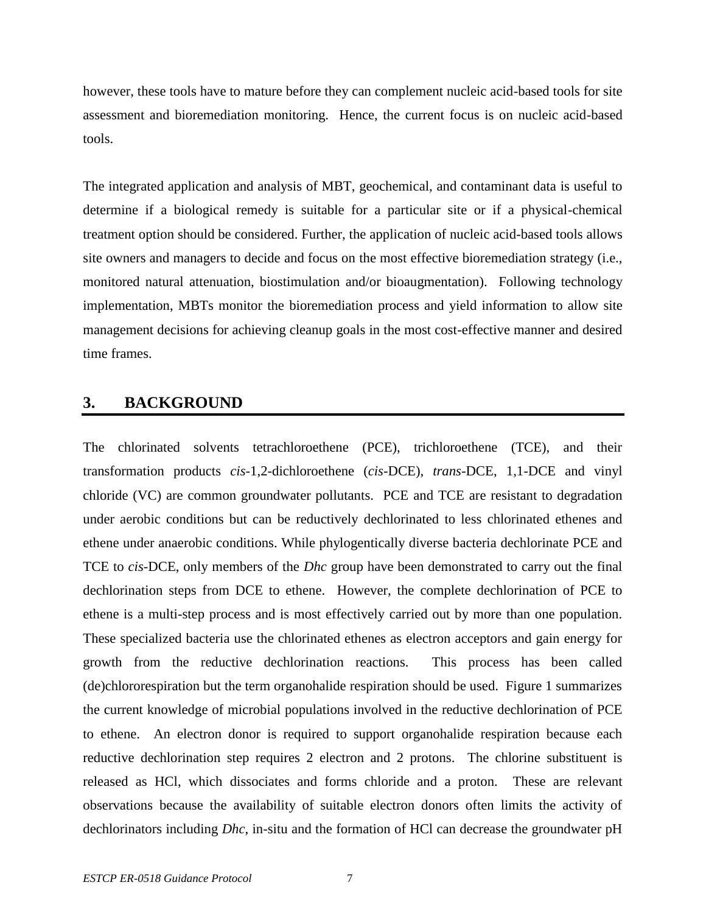however, these tools have to mature before they can complement nucleic acid-based tools for site assessment and bioremediation monitoring.  Hence, the current focus is on nucleic acid-based tools.

The integrated application and analysis of MBT, geochemical, and contaminant data is useful to determine if a biological remedy is suitable for a particular site or if a physical-chemical treatment option should be considered. Further, the application of nucleic acid-based tools allows site owners and managers to decide and focus on the most effective bioremediation strategy (i.e., monitored natural attenuation, biostimulation and/or bioaugmentation).  Following technology implementation, MBTs monitor the bioremediation process and yield information to allow site management decisions for achieving cleanup goals in the most cost-effective manner and desired time frames.

# 3. BACKGROUND

The chlorinated solvents tetrachloroethene (PCE), trichloroethene (TCE), and their transformation products *cis*-1,2-dichloroethene (*cis*-DCE), *trans*-DCE, 1,1-DCE and vinyl chloride (VC) are common groundwater pollutants.  PCE and TCE are resistant to degradation under aerobic conditions but can be reductively dechlorinated to less chlorinated ethenes and ethene under anaerobic conditions. While phylogentically diverse bacteria dechlorinate PCE and TCE to *cis*-DCE, only members of the *Dhc* group have been demonstrated to carry out the final dechlorination steps from DCE to ethene.  However, the complete dechlorination of PCE to ethene is a multi-step process and is most effectively carried out by more than one population. These specialized bacteria use the chlorinated ethenes as electron acceptors and gain energy for growth from the reductive dechlorination reactions.  This process has been called (de)chlororespiration but the term organohalide respiration should be used.  Figure 1 summarizes the current knowledge of microbial populations involved in the reductive dechlorination of PCE to ethene.  An electron donor is required to support organohalide respiration because each reductive dechlorination step requires 2 electron and 2 protons.  The chlorine substituent is released as HCl, which dissociates and forms chloride and a proton.  These are relevant observations because the availability of suitable electron donors often limits the activity of dechlorinators including *Dhc*, in-situ and the formation of HCl can decrease the groundwater pH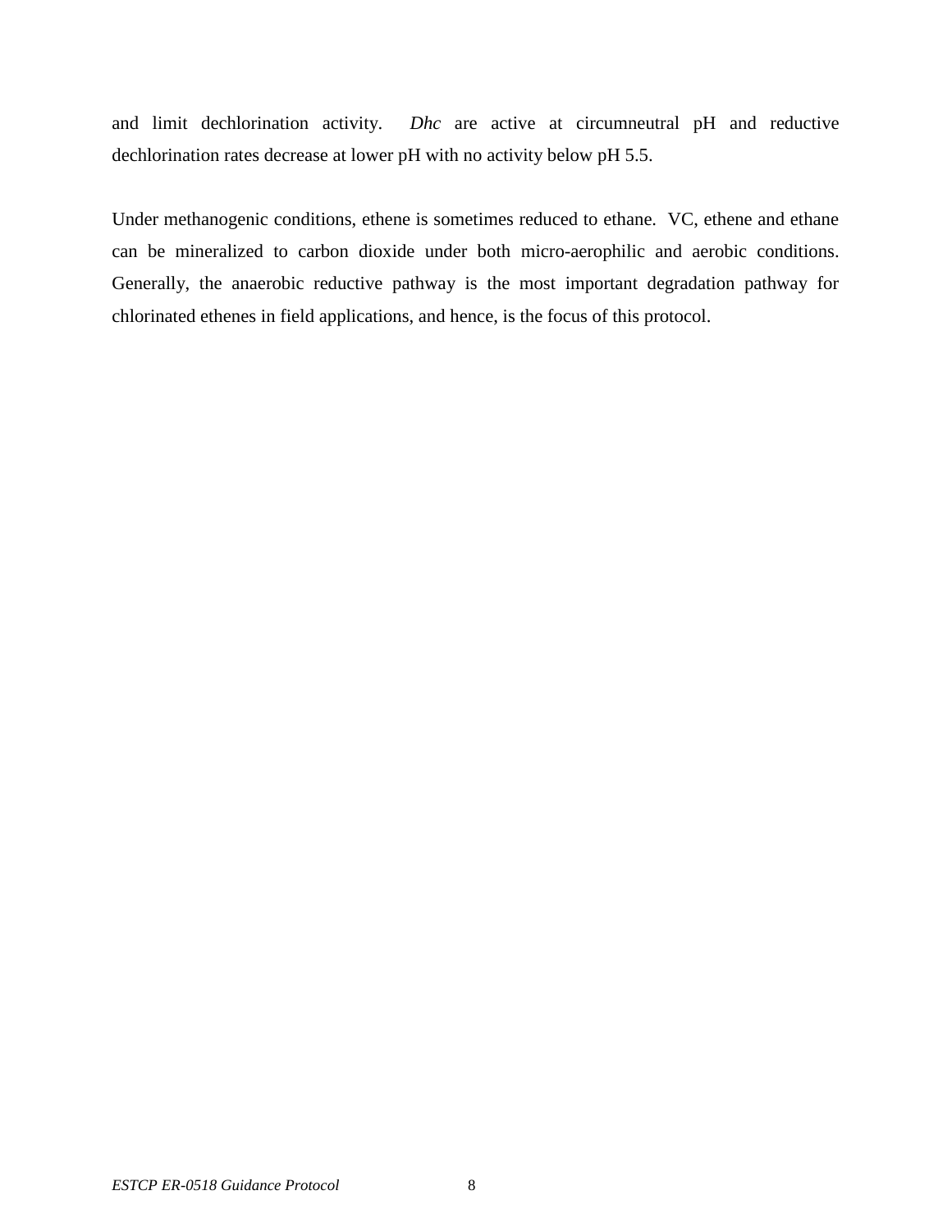and limit dechlorination activity. *Dhc* are active at circumneutral pH and reductive dechlorination rates decrease at lower pH with no activity below pH 5.5.

Under methanogenic conditions, ethene is sometimes reduced to ethane. VC, ethene and ethane can be mineralized to carbon dioxide under both micro-aerophilic and aerobic conditions. Generally, the anaerobic reductive pathway is the most important degradation pathway for chlorinated ethenes in field applications, and hence, is the focus of this protocol.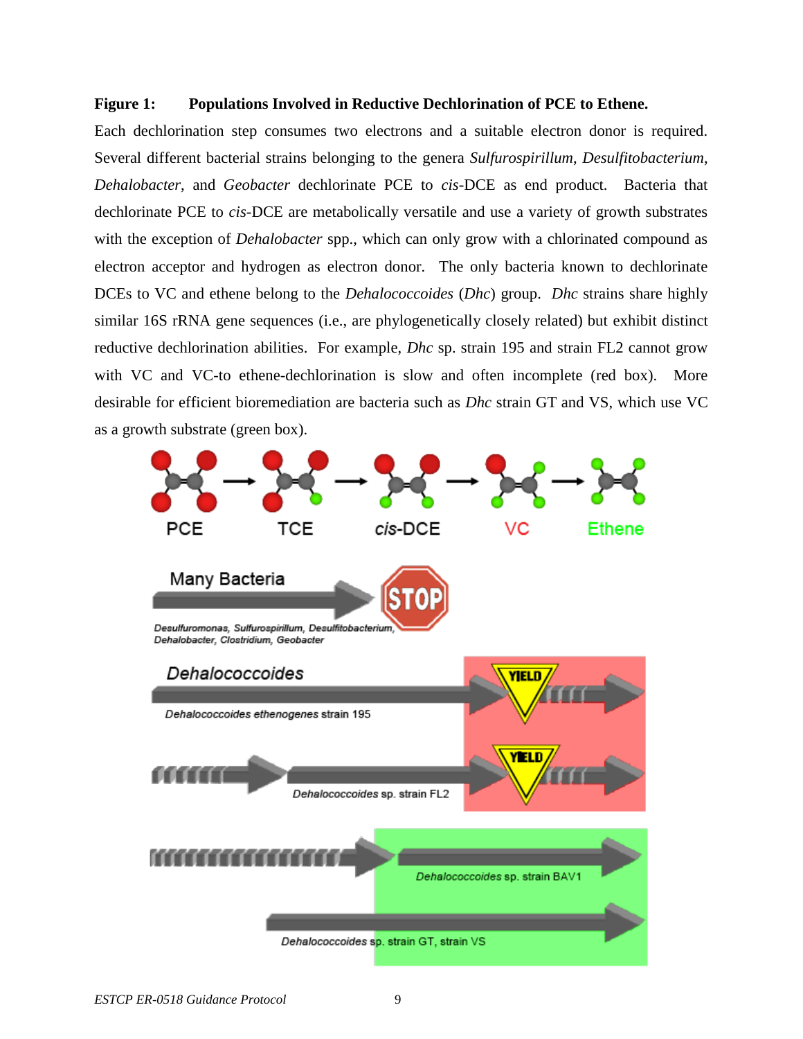**Figure 1: Populations Involved in Reductive Dechlorination of PCE to Ethene.**

Each dechlorination step consumes two electrons and a suitable electron donor is required. Several different bacterial strains belonging to the genera *Sulfurospirillum*, *Desulfitobacterium*, *Dehalobacter*, and *Geobacter* dechlorinate PCE to *cis*-DCE as end product. Bacteria that dechlorinate PCE to *cis*-DCE are metabolically versatile and use a variety of growth substrates with the exception of *Dehalobacter* spp., which can only grow with a chlorinated compound as electron acceptor and hydrogen as electron donor. The only bacteria known to dechlorinate DCEs to VC and ethene belong to the *Dehalococcoides* (*Dhc*) group. *Dhc* strains share highly similar 16S rRNA gene sequences (i.e., are phylogenetically closely related) but exhibit distinct reductive dechlorination abilities. For example, *Dhc* sp. strain 195 and strain FL2 cannot grow with VC and VC-to ethene-dechlorination is slow and often incomplete (red box). More desirable for efficient bioremediation are bacteria such as *Dhc* strain GT and VS, which use VC as a growth substrate (green box).

PCE → TCE → *cis*-DCE → VC → Ethene

Many Bacteria — STOP

*Desulfuromonas, Sulfurospirillum, Desulfitobacterium, Dehalobacter, Clostridium, Geobacter*

*Dehalococcoides* — YIELD

*Dehalococcoides ethenogenes* strain 195

*Dehalococcoides* sp. strain FL2 — YIELD

*Dehalococcoides* sp. strain BAV1

*Dehalococcoides* sp. strain GT, strain VS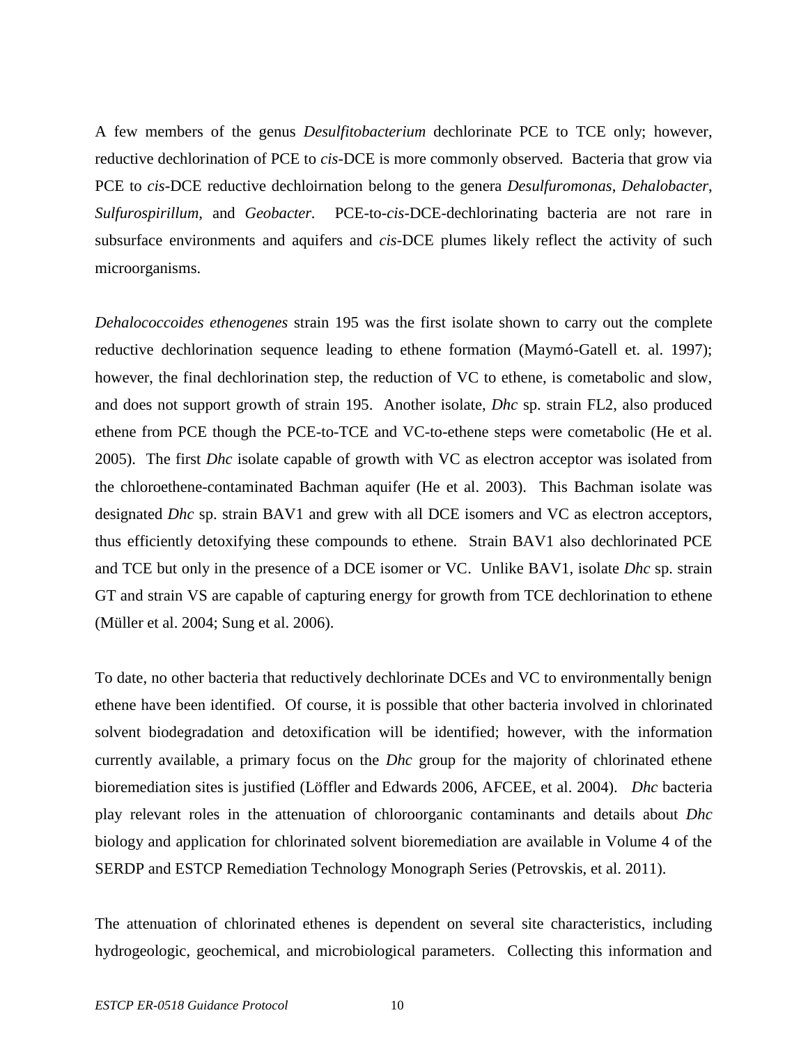A few members of the genus *Desulfitobacterium* dechlorinate PCE to TCE only; however, reductive dechlorination of PCE to *cis*-DCE is more commonly observed. Bacteria that grow via PCE to *cis*-DCE reductive dechloirnation belong to the genera *Desulfuromonas*, *Dehalobacter*, *Sulfurospirillum,* and *Geobacter*. PCE-to-*cis*-DCE-dechlorinating bacteria are not rare in subsurface environments and aquifers and *cis*-DCE plumes likely reflect the activity of such microorganisms.

*Dehalococcoides ethenogenes* strain 195 was the first isolate shown to carry out the complete reductive dechlorination sequence leading to ethene formation (Maymó-Gatell et. al. 1997); however, the final dechlorination step, the reduction of VC to ethene, is cometabolic and slow, and does not support growth of strain 195. Another isolate, *Dhc* sp. strain FL2, also produced ethene from PCE though the PCE-to-TCE and VC-to-ethene steps were cometabolic (He et al. 2005). The first *Dhc* isolate capable of growth with VC as electron acceptor was isolated from the chloroethene-contaminated Bachman aquifer (He et al. 2003). This Bachman isolate was designated *Dhc* sp. strain BAV1 and grew with all DCE isomers and VC as electron acceptors, thus efficiently detoxifying these compounds to ethene. Strain BAV1 also dechlorinated PCE and TCE but only in the presence of a DCE isomer or VC. Unlike BAV1, isolate *Dhc* sp. strain GT and strain VS are capable of capturing energy for growth from TCE dechlorination to ethene (Müller et al. 2004; Sung et al. 2006).

To date, no other bacteria that reductively dechlorinate DCEs and VC to environmentally benign ethene have been identified. Of course, it is possible that other bacteria involved in chlorinated solvent biodegradation and detoxification will be identified; however, with the information currently available, a primary focus on the *Dhc* group for the majority of chlorinated ethene bioremediation sites is justified (Löffler and Edwards 2006, AFCEE, et al. 2004). *Dhc* bacteria play relevant roles in the attenuation of chloroorganic contaminants and details about *Dhc* biology and application for chlorinated solvent bioremediation are available in Volume 4 of the SERDP and ESTCP Remediation Technology Monograph Series (Petrovskis, et al. 2011).

The attenuation of chlorinated ethenes is dependent on several site characteristics, including hydrogeologic, geochemical, and microbiological parameters. Collecting this information and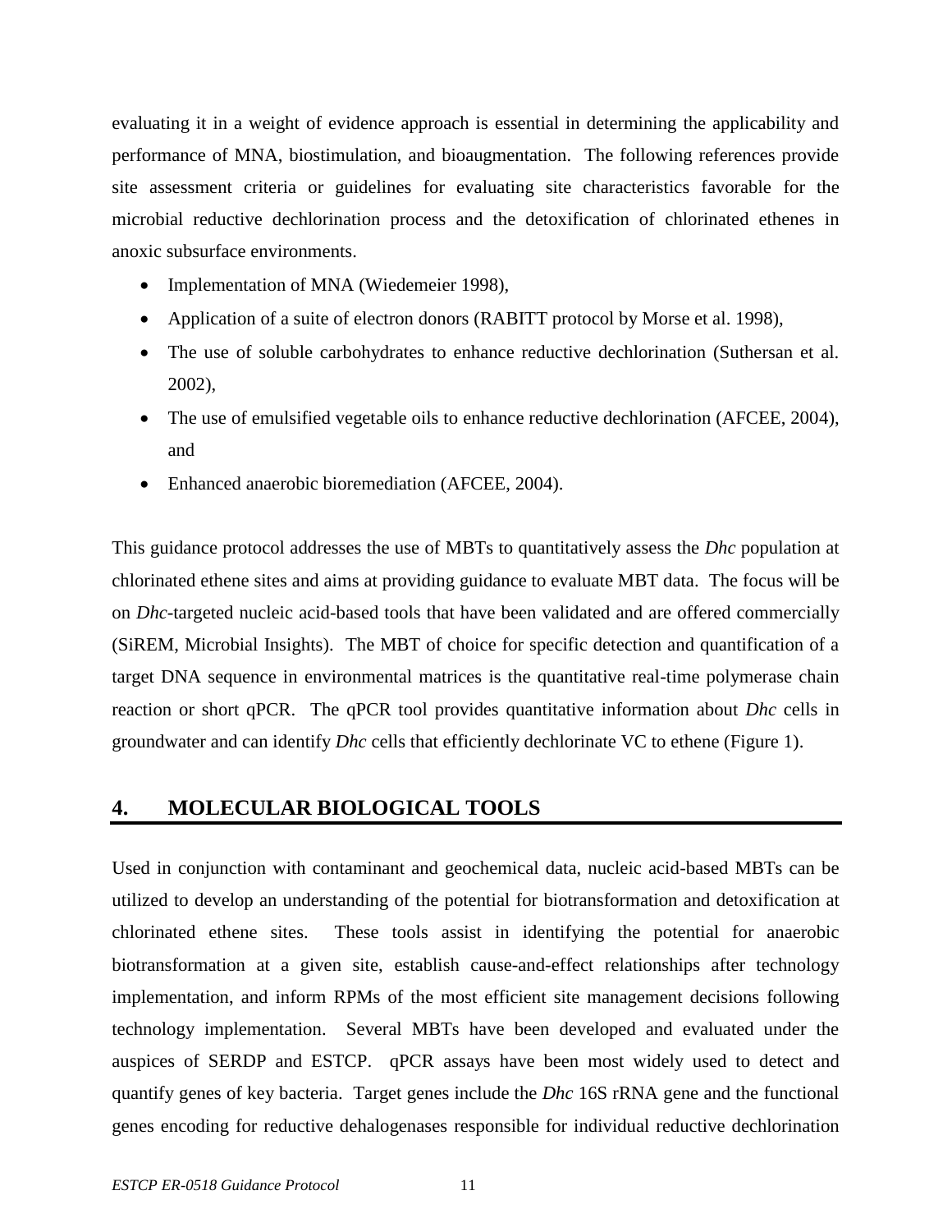evaluating it in a weight of evidence approach is essential in determining the applicability and performance of MNA, biostimulation, and bioaugmentation. The following references provide site assessment criteria or guidelines for evaluating site characteristics favorable for the microbial reductive dechlorination process and the detoxification of chlorinated ethenes in anoxic subsurface environments.

- Implementation of MNA (Wiedemeier 1998),
- Application of a suite of electron donors (RABITT protocol by Morse et al. 1998),
- The use of soluble carbohydrates to enhance reductive dechlorination (Suthersan et al. 2002),
- The use of emulsified vegetable oils to enhance reductive dechlorination (AFCEE, 2004), and
- Enhanced anaerobic bioremediation (AFCEE, 2004).

This guidance protocol addresses the use of MBTs to quantitatively assess the *Dhc* population at chlorinated ethene sites and aims at providing guidance to evaluate MBT data. The focus will be on *Dhc*-targeted nucleic acid-based tools that have been validated and are offered commercially (SiREM, Microbial Insights). The MBT of choice for specific detection and quantification of a target DNA sequence in environmental matrices is the quantitative real-time polymerase chain reaction or short qPCR. The qPCR tool provides quantitative information about *Dhc* cells in groundwater and can identify *Dhc* cells that efficiently dechlorinate VC to ethene (Figure 1).

## 4. MOLECULAR BIOLOGICAL TOOLS

Used in conjunction with contaminant and geochemical data, nucleic acid-based MBTs can be utilized to develop an understanding of the potential for biotransformation and detoxification at chlorinated ethene sites. These tools assist in identifying the potential for anaerobic biotransformation at a given site, establish cause-and-effect relationships after technology implementation, and inform RPMs of the most efficient site management decisions following technology implementation. Several MBTs have been developed and evaluated under the auspices of SERDP and ESTCP. qPCR assays have been most widely used to detect and quantify genes of key bacteria. Target genes include the *Dhc* 16S rRNA gene and the functional genes encoding for reductive dehalogenases responsible for individual reductive dechlorination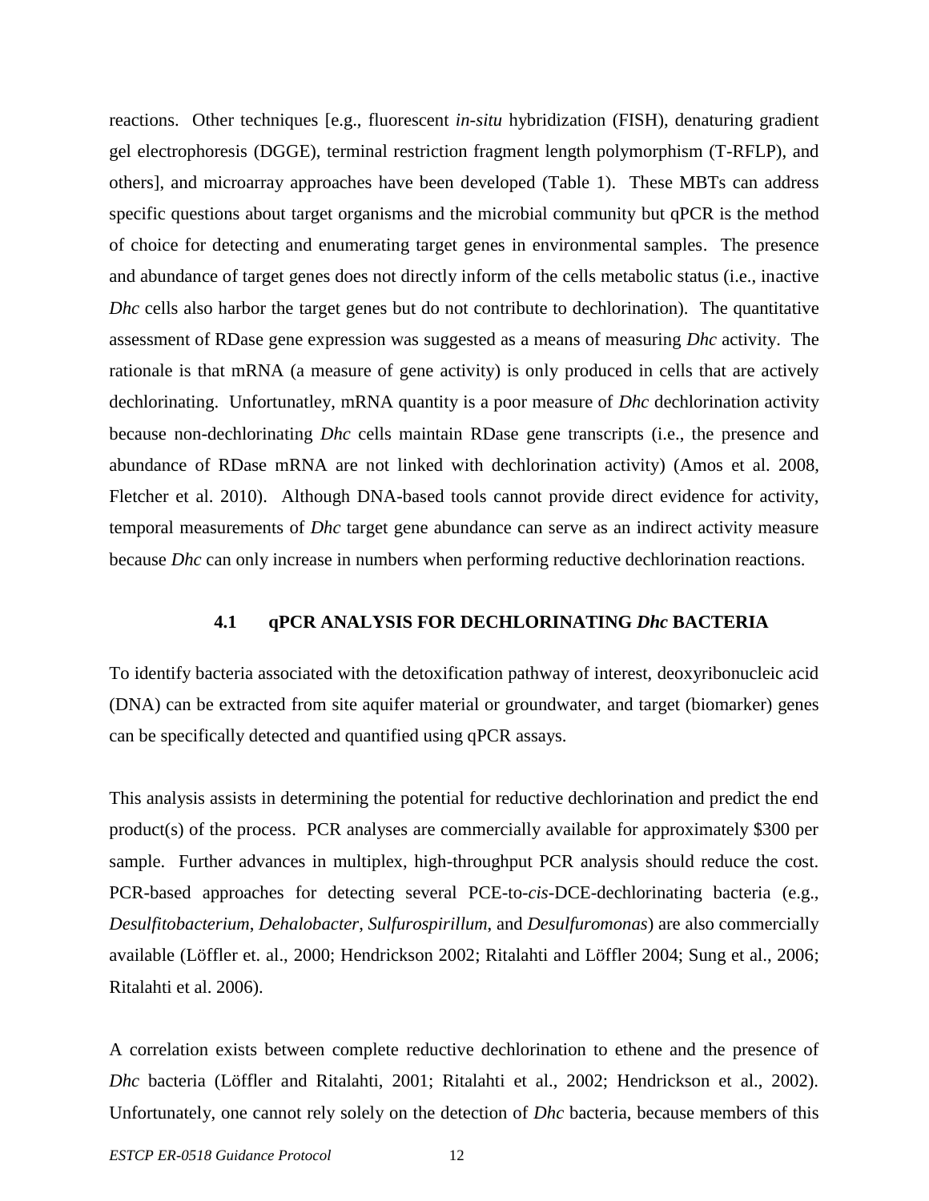reactions. Other techniques [e.g., fluorescent *in-situ* hybridization (FISH), denaturing gradient gel electrophoresis (DGGE), terminal restriction fragment length polymorphism (T-RFLP), and others], and microarray approaches have been developed (Table 1). These MBTs can address specific questions about target organisms and the microbial community but qPCR is the method of choice for detecting and enumerating target genes in environmental samples. The presence and abundance of target genes does not directly inform of the cells metabolic status (i.e., inactive *Dhc* cells also harbor the target genes but do not contribute to dechlorination). The quantitative assessment of RDase gene expression was suggested as a means of measuring *Dhc* activity. The rationale is that mRNA (a measure of gene activity) is only produced in cells that are actively dechlorinating. Unfortunatley, mRNA quantity is a poor measure of *Dhc* dechlorination activity because non-dechlorinating *Dhc* cells maintain RDase gene transcripts (i.e., the presence and abundance of RDase mRNA are not linked with dechlorination activity) (Amos et al. 2008, Fletcher et al. 2010). Although DNA-based tools cannot provide direct evidence for activity, temporal measurements of *Dhc* target gene abundance can serve as an indirect activity measure because *Dhc* can only increase in numbers when performing reductive dechlorination reactions.

### 4.1 qPCR ANALYSIS FOR DECHLORINATING *Dhc* BACTERIA

To identify bacteria associated with the detoxification pathway of interest, deoxyribonucleic acid (DNA) can be extracted from site aquifer material or groundwater, and target (biomarker) genes can be specifically detected and quantified using qPCR assays.

This analysis assists in determining the potential for reductive dechlorination and predict the end product(s) of the process. PCR analyses are commercially available for approximately $300 per sample. Further advances in multiplex, high-throughput PCR analysis should reduce the cost. PCR-based approaches for detecting several PCE-to-*cis*-DCE-dechlorinating bacteria (e.g., *Desulfitobacterium*, *Dehalobacter*, *Sulfurospirillum*, and *Desulfuromonas*) are also commercially available (Löffler et. al., 2000; Hendrickson 2002; Ritalahti and Löffler 2004; Sung et al., 2006; Ritalahti et al. 2006).

A correlation exists between complete reductive dechlorination to ethene and the presence of *Dhc* bacteria (Löffler and Ritalahti, 2001; Ritalahti et al., 2002; Hendrickson et al., 2002). Unfortunately, one cannot rely solely on the detection of *Dhc* bacteria, because members of this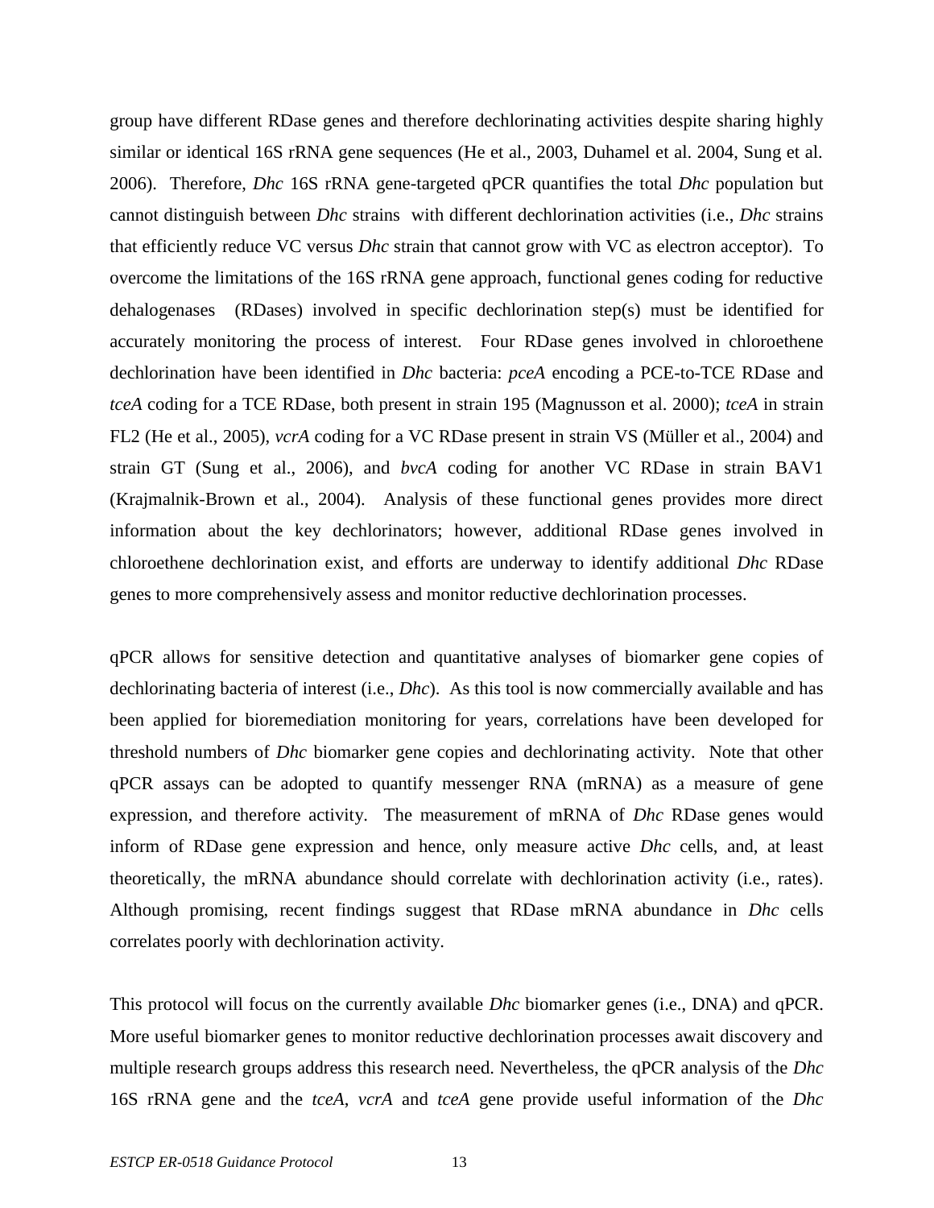group have different RDase genes and therefore dechlorinating activities despite sharing highly similar or identical 16S rRNA gene sequences (He et al., 2003, Duhamel et al. 2004, Sung et al. 2006). Therefore, *Dhc* 16S rRNA gene-targeted qPCR quantifies the total *Dhc* population but cannot distinguish between *Dhc* strains with different dechlorination activities (i.e., *Dhc* strains that efficiently reduce VC versus *Dhc* strain that cannot grow with VC as electron acceptor). To overcome the limitations of the 16S rRNA gene approach, functional genes coding for reductive dehalogenases (RDases) involved in specific dechlorination step(s) must be identified for accurately monitoring the process of interest. Four RDase genes involved in chloroethene dechlorination have been identified in *Dhc* bacteria: *pceA* encoding a PCE-to-TCE RDase and *tceA* coding for a TCE RDase, both present in strain 195 (Magnusson et al. 2000); *tceA* in strain FL2 (He et al., 2005), *vcrA* coding for a VC RDase present in strain VS (Müller et al., 2004) and strain GT (Sung et al., 2006), and *bvcA* coding for another VC RDase in strain BAV1 (Krajmalnik-Brown et al., 2004). Analysis of these functional genes provides more direct information about the key dechlorinators; however, additional RDase genes involved in chloroethene dechlorination exist, and efforts are underway to identify additional *Dhc* RDase genes to more comprehensively assess and monitor reductive dechlorination processes.

qPCR allows for sensitive detection and quantitative analyses of biomarker gene copies of dechlorinating bacteria of interest (i.e., *Dhc*). As this tool is now commercially available and has been applied for bioremediation monitoring for years, correlations have been developed for threshold numbers of *Dhc* biomarker gene copies and dechlorinating activity. Note that other qPCR assays can be adopted to quantify messenger RNA (mRNA) as a measure of gene expression, and therefore activity. The measurement of mRNA of *Dhc* RDase genes would inform of RDase gene expression and hence, only measure active *Dhc* cells, and, at least theoretically, the mRNA abundance should correlate with dechlorination activity (i.e., rates). Although promising, recent findings suggest that RDase mRNA abundance in *Dhc* cells correlates poorly with dechlorination activity.

This protocol will focus on the currently available *Dhc* biomarker genes (i.e., DNA) and qPCR. More useful biomarker genes to monitor reductive dechlorination processes await discovery and multiple research groups address this research need. Nevertheless, the qPCR analysis of the *Dhc* 16S rRNA gene and the *tceA*, *vcrA* and *tceA* gene provide useful information of the *Dhc*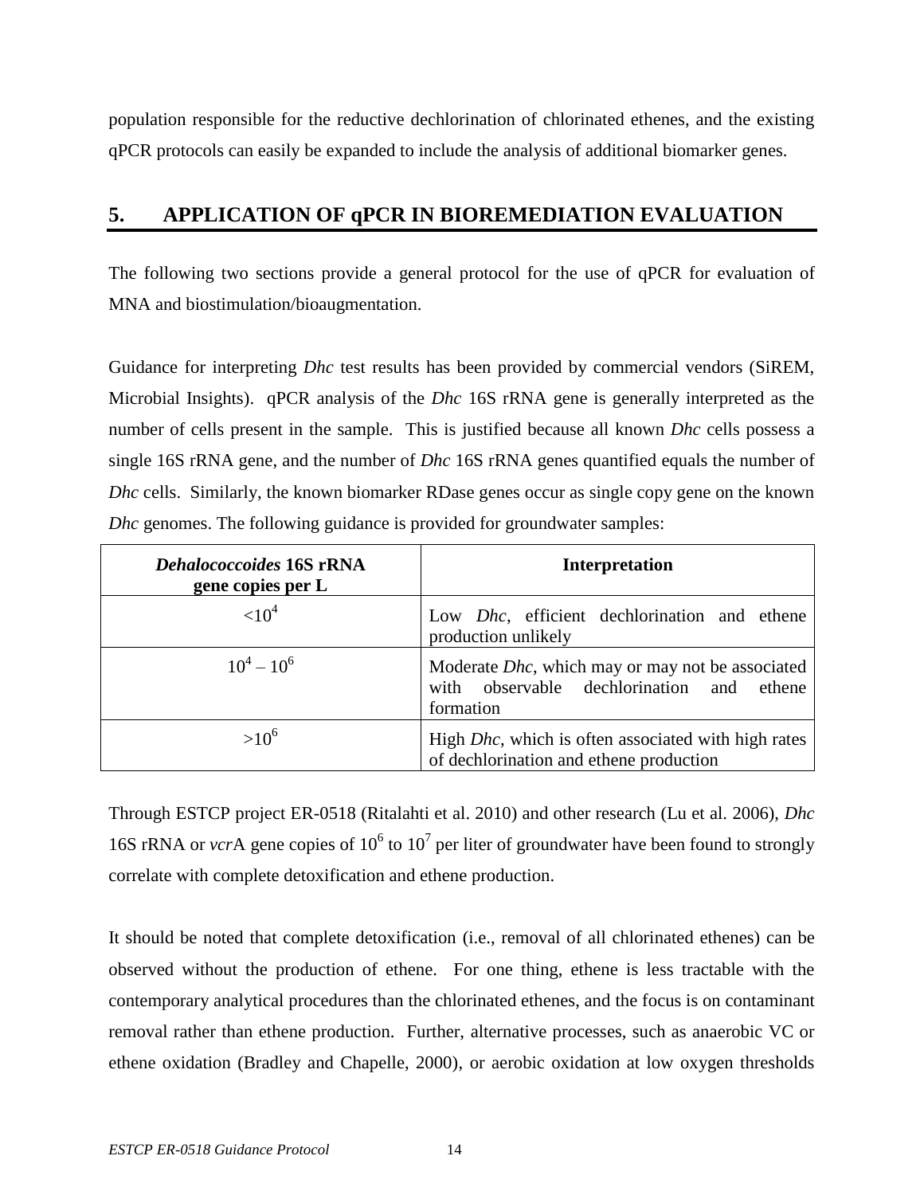population responsible for the reductive dechlorination of chlorinated ethenes, and the existing qPCR protocols can easily be expanded to include the analysis of additional biomarker genes.

# 5. APPLICATION OF qPCR IN BIOREMEDIATION EVALUATION

The following two sections provide a general protocol for the use of qPCR for evaluation of MNA and biostimulation/bioaugmentation.

Guidance for interpreting *Dhc* test results has been provided by commercial vendors (SiREM, Microbial Insights). qPCR analysis of the *Dhc* 16S rRNA gene is generally interpreted as the number of cells present in the sample. This is justified because all known *Dhc* cells possess a single 16S rRNA gene, and the number of *Dhc* 16S rRNA genes quantified equals the number of *Dhc* cells. Similarly, the known biomarker RDase genes occur as single copy gene on the known *Dhc* genomes. The following guidance is provided for groundwater samples:

| ***Dehalococcoides* 16S rRNA gene copies per L** | **Interpretation** |
|---|---|
| $<10^4$ | Low *Dhc*, efficient dechlorination and ethene production unlikely |
| $10^4 – 10^6$ | Moderate *Dhc*, which may or may not be associated with observable dechlorination and ethene formation |
| $>10^6$ | High *Dhc*, which is often associated with high rates of dechlorination and ethene production |

Through ESTCP project ER-0518 (Ritalahti et al. 2010) and other research (Lu et al. 2006), *Dhc* 16S rRNA or *vcr*A gene copies of $10^6$ to $10^7$ per liter of groundwater have been found to strongly correlate with complete detoxification and ethene production.

It should be noted that complete detoxification (i.e., removal of all chlorinated ethenes) can be observed without the production of ethene. For one thing, ethene is less tractable with the contemporary analytical procedures than the chlorinated ethenes, and the focus is on contaminant removal rather than ethene production. Further, alternative processes, such as anaerobic VC or ethene oxidation (Bradley and Chapelle, 2000), or aerobic oxidation at low oxygen thresholds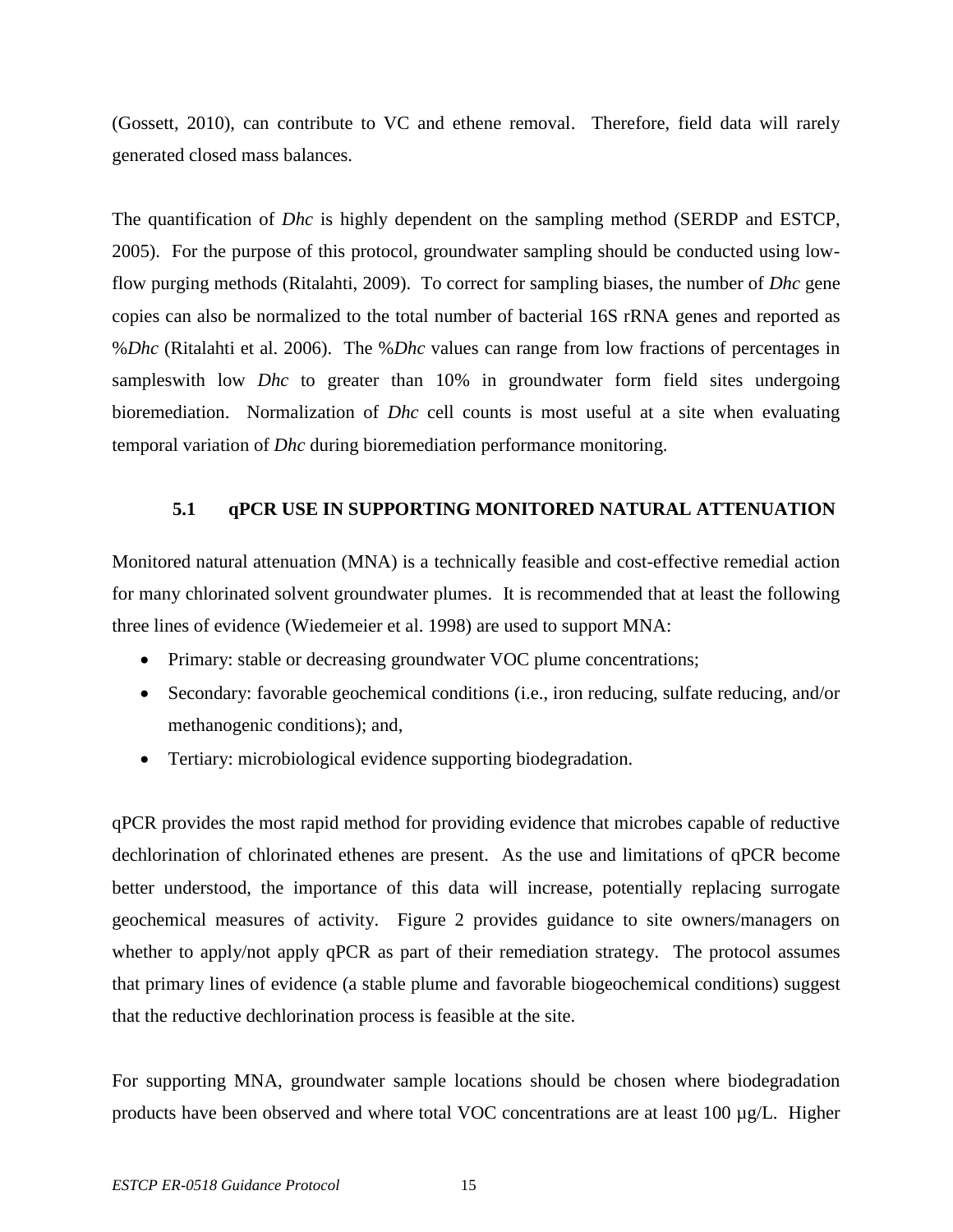(Gossett, 2010), can contribute to VC and ethene removal. Therefore, field data will rarely generated closed mass balances.

The quantification of *Dhc* is highly dependent on the sampling method (SERDP and ESTCP, 2005). For the purpose of this protocol, groundwater sampling should be conducted using low-flow purging methods (Ritalahti, 2009). To correct for sampling biases, the number of *Dhc* gene copies can also be normalized to the total number of bacterial 16S rRNA genes and reported as %*Dhc* (Ritalahti et al. 2006). The %*Dhc* values can range from low fractions of percentages in sampleswith low *Dhc* to greater than 10% in groundwater form field sites undergoing bioremediation. Normalization of *Dhc* cell counts is most useful at a site when evaluating temporal variation of *Dhc* during bioremediation performance monitoring.

## 5.1 qPCR USE IN SUPPORTING MONITORED NATURAL ATTENUATION

Monitored natural attenuation (MNA) is a technically feasible and cost-effective remedial action for many chlorinated solvent groundwater plumes. It is recommended that at least the following three lines of evidence (Wiedemeier et al. 1998) are used to support MNA:

- Primary: stable or decreasing groundwater VOC plume concentrations;
- Secondary: favorable geochemical conditions (i.e., iron reducing, sulfate reducing, and/or methanogenic conditions); and,
- Tertiary: microbiological evidence supporting biodegradation.

qPCR provides the most rapid method for providing evidence that microbes capable of reductive dechlorination of chlorinated ethenes are present. As the use and limitations of qPCR become better understood, the importance of this data will increase, potentially replacing surrogate geochemical measures of activity. Figure 2 provides guidance to site owners/managers on whether to apply/not apply qPCR as part of their remediation strategy. The protocol assumes that primary lines of evidence (a stable plume and favorable biogeochemical conditions) suggest that the reductive dechlorination process is feasible at the site.

For supporting MNA, groundwater sample locations should be chosen where biodegradation products have been observed and where total VOC concentrations are at least 100 µg/L. Higher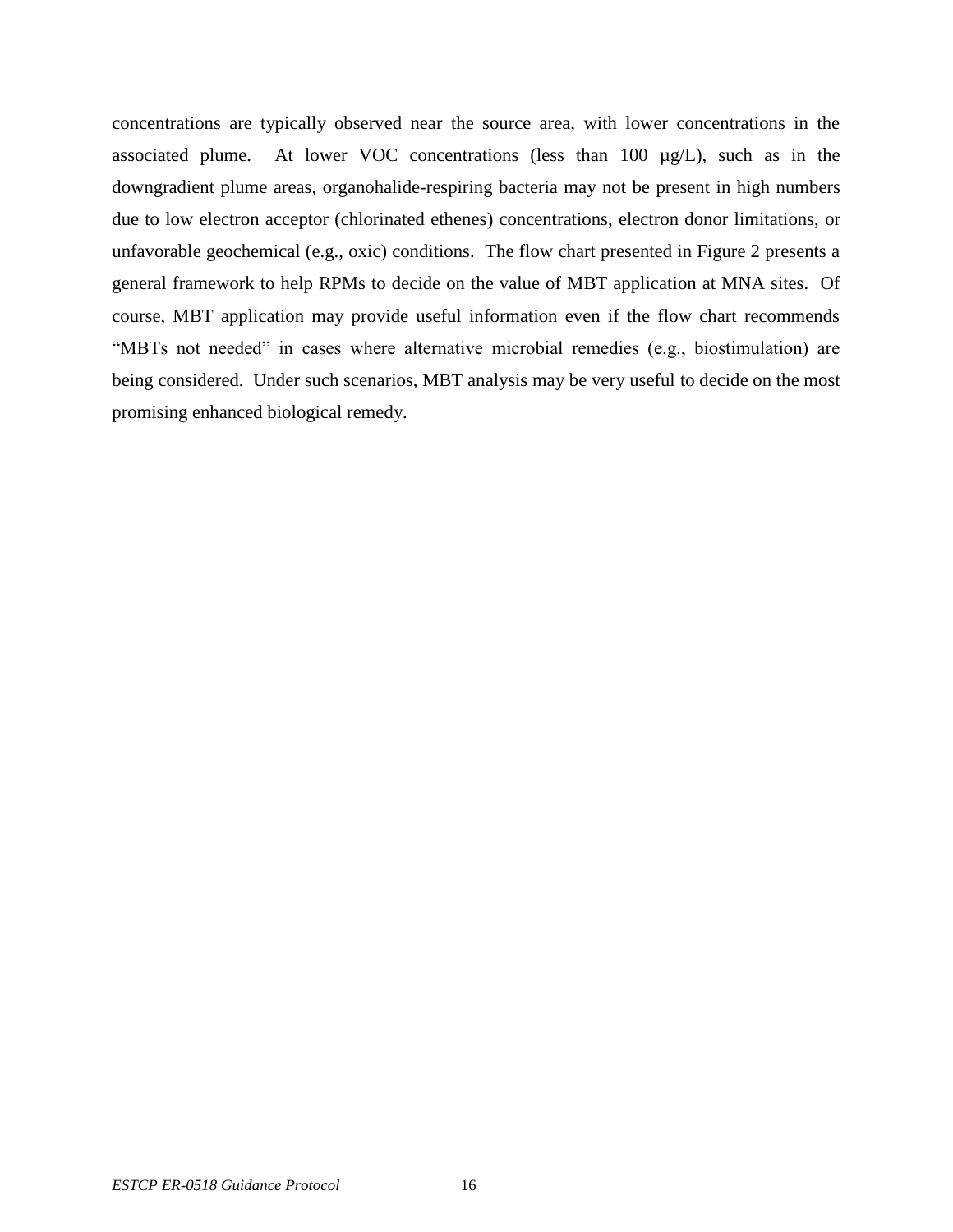concentrations are typically observed near the source area, with lower concentrations in the associated plume. At lower VOC concentrations (less than 100 µg/L), such as in the downgradient plume areas, organohalide-respiring bacteria may not be present in high numbers due to low electron acceptor (chlorinated ethenes) concentrations, electron donor limitations, or unfavorable geochemical (e.g., oxic) conditions. The flow chart presented in Figure 2 presents a general framework to help RPMs to decide on the value of MBT application at MNA sites. Of course, MBT application may provide useful information even if the flow chart recommends "MBTs not needed" in cases where alternative microbial remedies (e.g., biostimulation) are being considered. Under such scenarios, MBT analysis may be very useful to decide on the most promising enhanced biological remedy.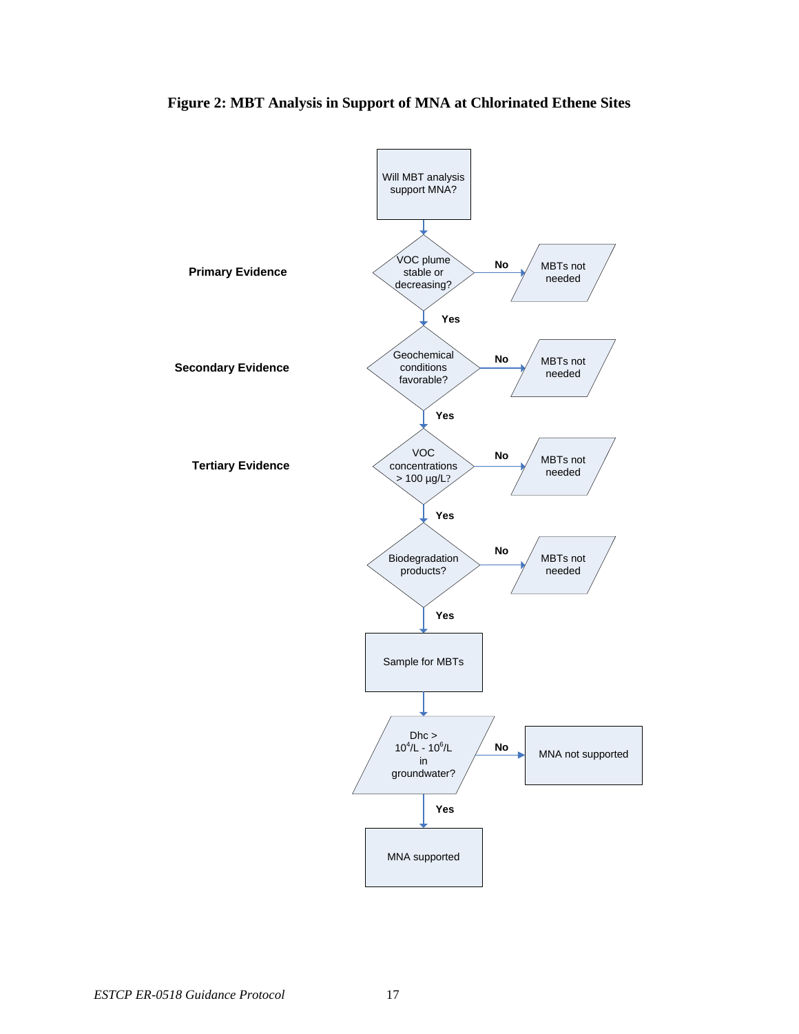**Figure 2: MBT Analysis in Support of MNA at Chlorinated Ethene Sites**

Will MBT analysis support MNA?

**Primary Evidence** — VOC plume stable or decreasing?
- **No** → MBTs not needed
- **Yes** ↓

**Secondary Evidence** — Geochemical conditions favorable?
- **No** → MBTs not needed
- **Yes** ↓

**Tertiary Evidence** — VOC concentrations > 100 µg/L?
- **No** → MBTs not needed
- **Yes** ↓

Biodegradation products?
- **No** → MBTs not needed
- **Yes** ↓

Sample for MBTs

↓

Dhc > $10^4$/L - $10^6$/L in groundwater?
- **No** → MNA not supported
- **Yes** ↓

MNA supported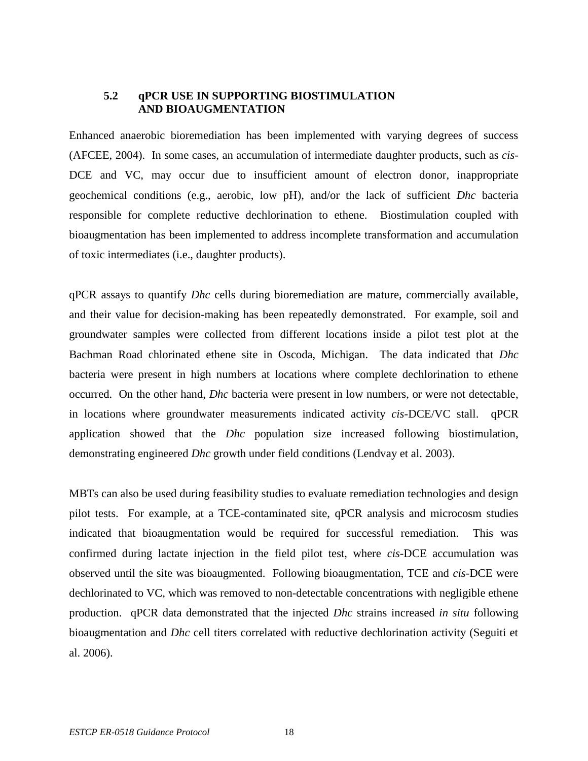### 5.2 qPCR USE IN SUPPORTING BIOSTIMULATION AND BIOAUGMENTATION

Enhanced anaerobic bioremediation has been implemented with varying degrees of success (AFCEE, 2004). In some cases, an accumulation of intermediate daughter products, such as *cis*-DCE and VC, may occur due to insufficient amount of electron donor, inappropriate geochemical conditions (e.g., aerobic, low pH), and/or the lack of sufficient *Dhc* bacteria responsible for complete reductive dechlorination to ethene. Biostimulation coupled with bioaugmentation has been implemented to address incomplete transformation and accumulation of toxic intermediates (i.e., daughter products).

qPCR assays to quantify *Dhc* cells during bioremediation are mature, commercially available, and their value for decision-making has been repeatedly demonstrated. For example, soil and groundwater samples were collected from different locations inside a pilot test plot at the Bachman Road chlorinated ethene site in Oscoda, Michigan. The data indicated that *Dhc* bacteria were present in high numbers at locations where complete dechlorination to ethene occurred. On the other hand, *Dhc* bacteria were present in low numbers, or were not detectable, in locations where groundwater measurements indicated activity *cis*-DCE/VC stall. qPCR application showed that the *Dhc* population size increased following biostimulation, demonstrating engineered *Dhc* growth under field conditions (Lendvay et al. 2003).

MBTs can also be used during feasibility studies to evaluate remediation technologies and design pilot tests. For example, at a TCE-contaminated site, qPCR analysis and microcosm studies indicated that bioaugmentation would be required for successful remediation. This was confirmed during lactate injection in the field pilot test, where *cis*-DCE accumulation was observed until the site was bioaugmented. Following bioaugmentation, TCE and *cis*-DCE were dechlorinated to VC, which was removed to non-detectable concentrations with negligible ethene production. qPCR data demonstrated that the injected *Dhc* strains increased *in situ* following bioaugmentation and *Dhc* cell titers correlated with reductive dechlorination activity (Seguiti et al. 2006).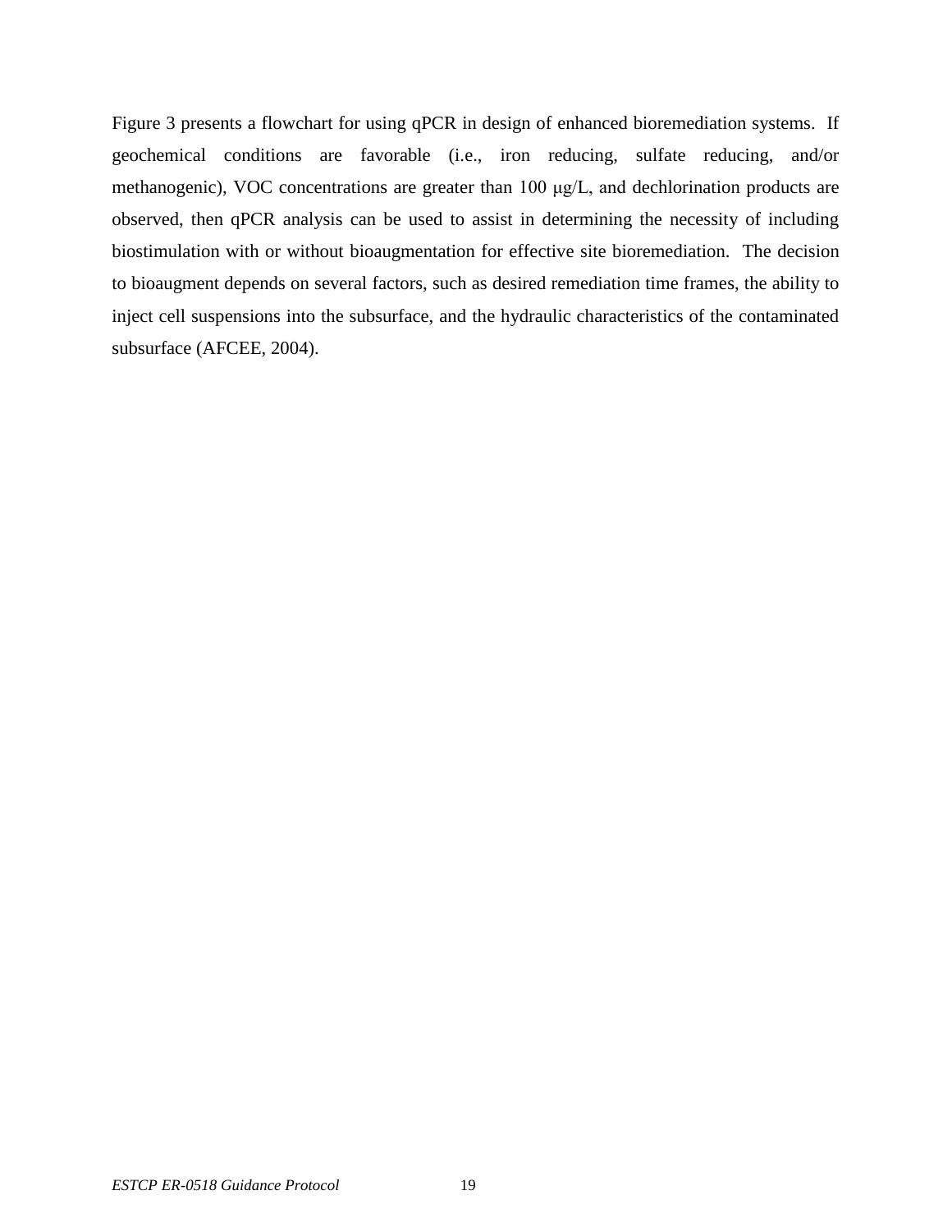Figure 3 presents a flowchart for using qPCR in design of enhanced bioremediation systems. If geochemical conditions are favorable (i.e., iron reducing, sulfate reducing, and/or methanogenic), VOC concentrations are greater than 100 μg/L, and dechlorination products are observed, then qPCR analysis can be used to assist in determining the necessity of including biostimulation with or without bioaugmentation for effective site bioremediation. The decision to bioaugment depends on several factors, such as desired remediation time frames, the ability to inject cell suspensions into the subsurface, and the hydraulic characteristics of the contaminated subsurface (AFCEE, 2004).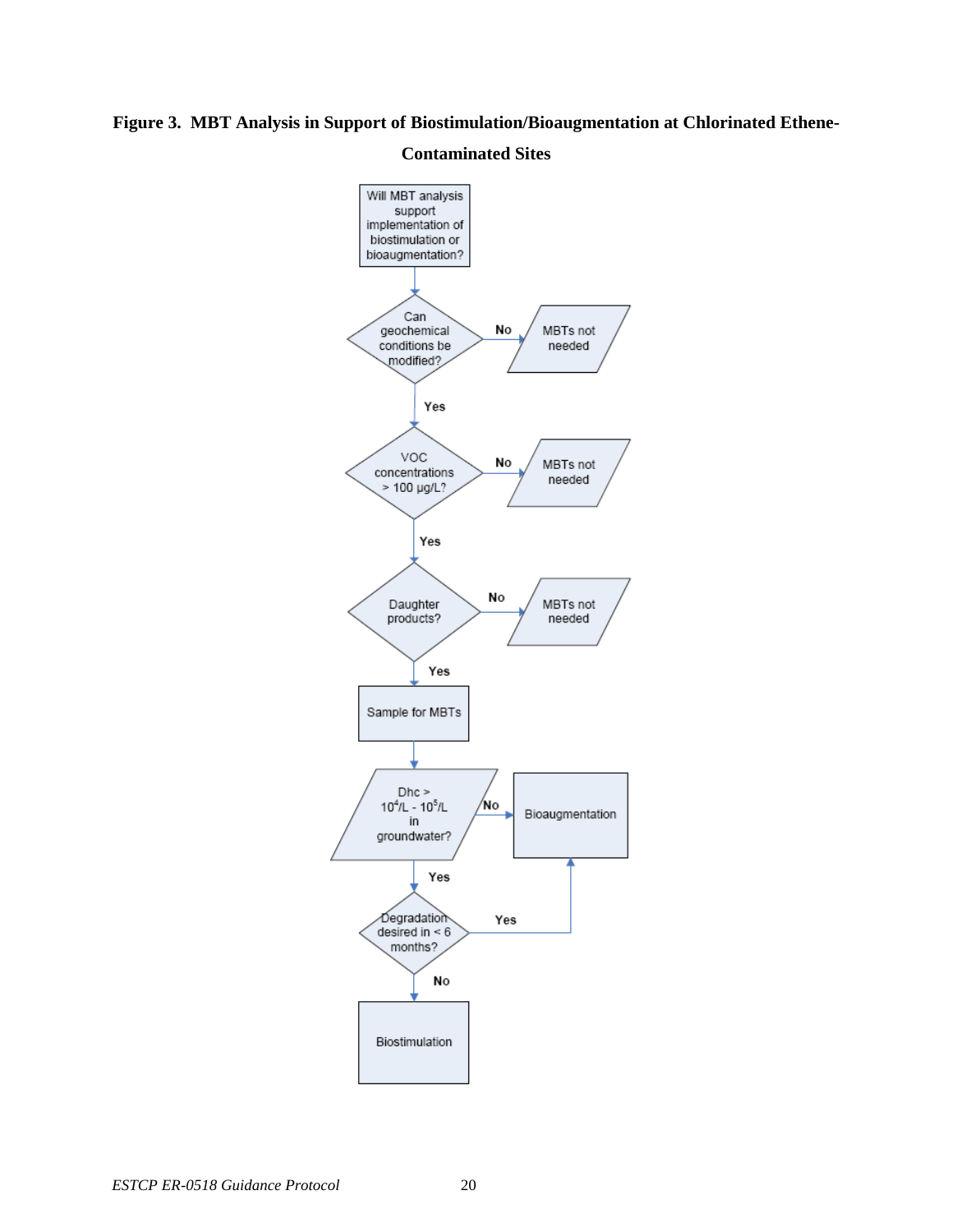**Figure 3. MBT Analysis in Support of Biostimulation/Bioaugmentation at Chlorinated Ethene-Contaminated Sites**

Will MBT analysis support implementation of biostimulation or bioaugmentation?

Can geochemical conditions be modified? — No → MBTs not needed

Yes ↓

VOC concentrations > 100 µg/L? — No → MBTs not needed

Yes ↓

Daughter products? — No → MBTs not needed

Yes ↓

Sample for MBTs

↓

Dhc > $10^4$/L - $10^5$/L in groundwater? — No → Bioaugmentation

Yes ↓

Degradation desired in < 6 months? — Yes → Bioaugmentation

No ↓

Biostimulation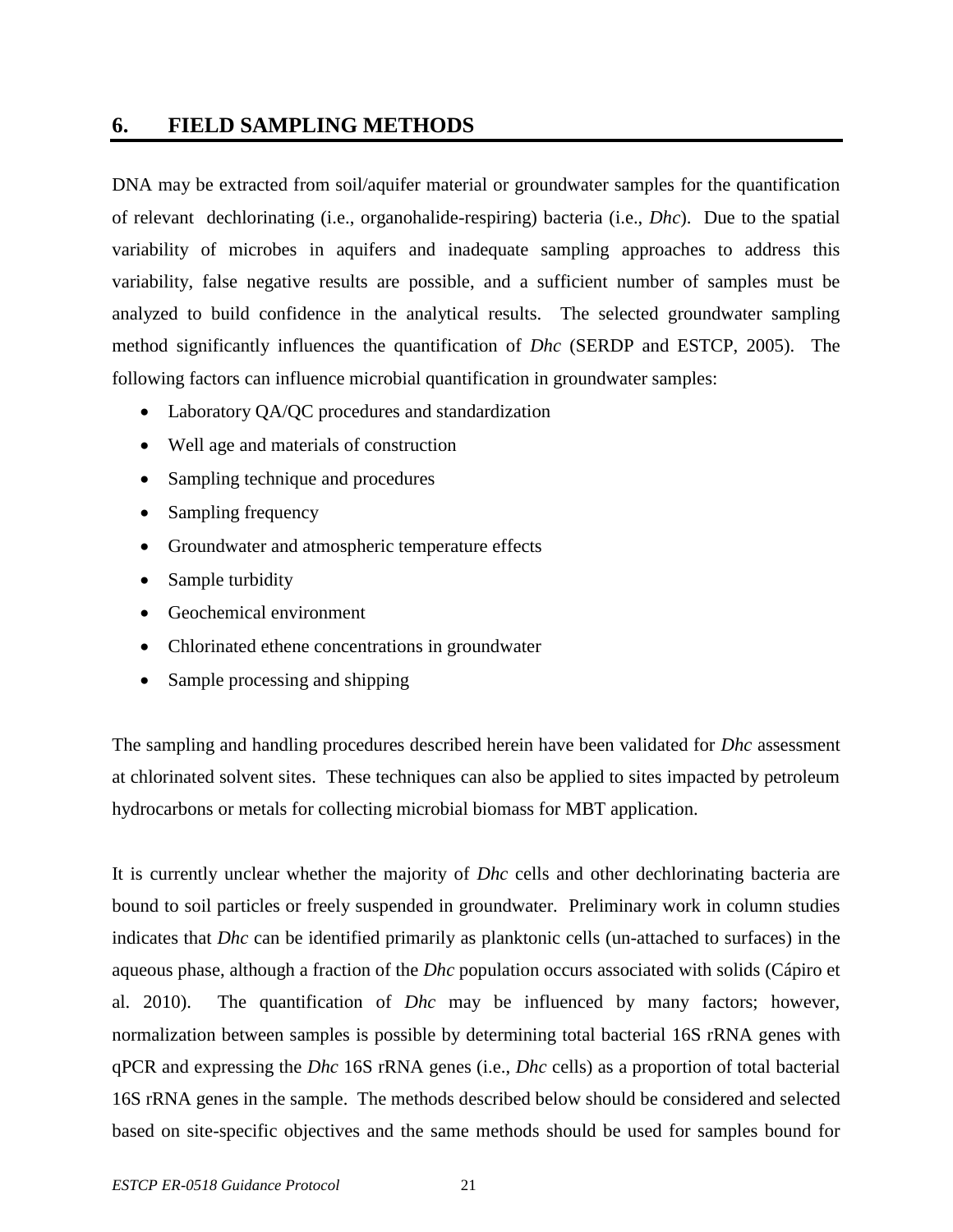# 6. FIELD SAMPLING METHODS

DNA may be extracted from soil/aquifer material or groundwater samples for the quantification of relevant dechlorinating (i.e., organohalide-respiring) bacteria (i.e., *Dhc*). Due to the spatial variability of microbes in aquifers and inadequate sampling approaches to address this variability, false negative results are possible, and a sufficient number of samples must be analyzed to build confidence in the analytical results. The selected groundwater sampling method significantly influences the quantification of *Dhc* (SERDP and ESTCP, 2005). The following factors can influence microbial quantification in groundwater samples:

- Laboratory QA/QC procedures and standardization
- Well age and materials of construction
- Sampling technique and procedures
- Sampling frequency
- Groundwater and atmospheric temperature effects
- Sample turbidity
- Geochemical environment
- Chlorinated ethene concentrations in groundwater
- Sample processing and shipping

The sampling and handling procedures described herein have been validated for *Dhc* assessment at chlorinated solvent sites. These techniques can also be applied to sites impacted by petroleum hydrocarbons or metals for collecting microbial biomass for MBT application.

It is currently unclear whether the majority of *Dhc* cells and other dechlorinating bacteria are bound to soil particles or freely suspended in groundwater. Preliminary work in column studies indicates that *Dhc* can be identified primarily as planktonic cells (un-attached to surfaces) in the aqueous phase, although a fraction of the *Dhc* population occurs associated with solids (Cápiro et al. 2010). The quantification of *Dhc* may be influenced by many factors; however, normalization between samples is possible by determining total bacterial 16S rRNA genes with qPCR and expressing the *Dhc* 16S rRNA genes (i.e., *Dhc* cells) as a proportion of total bacterial 16S rRNA genes in the sample. The methods described below should be considered and selected based on site-specific objectives and the same methods should be used for samples bound for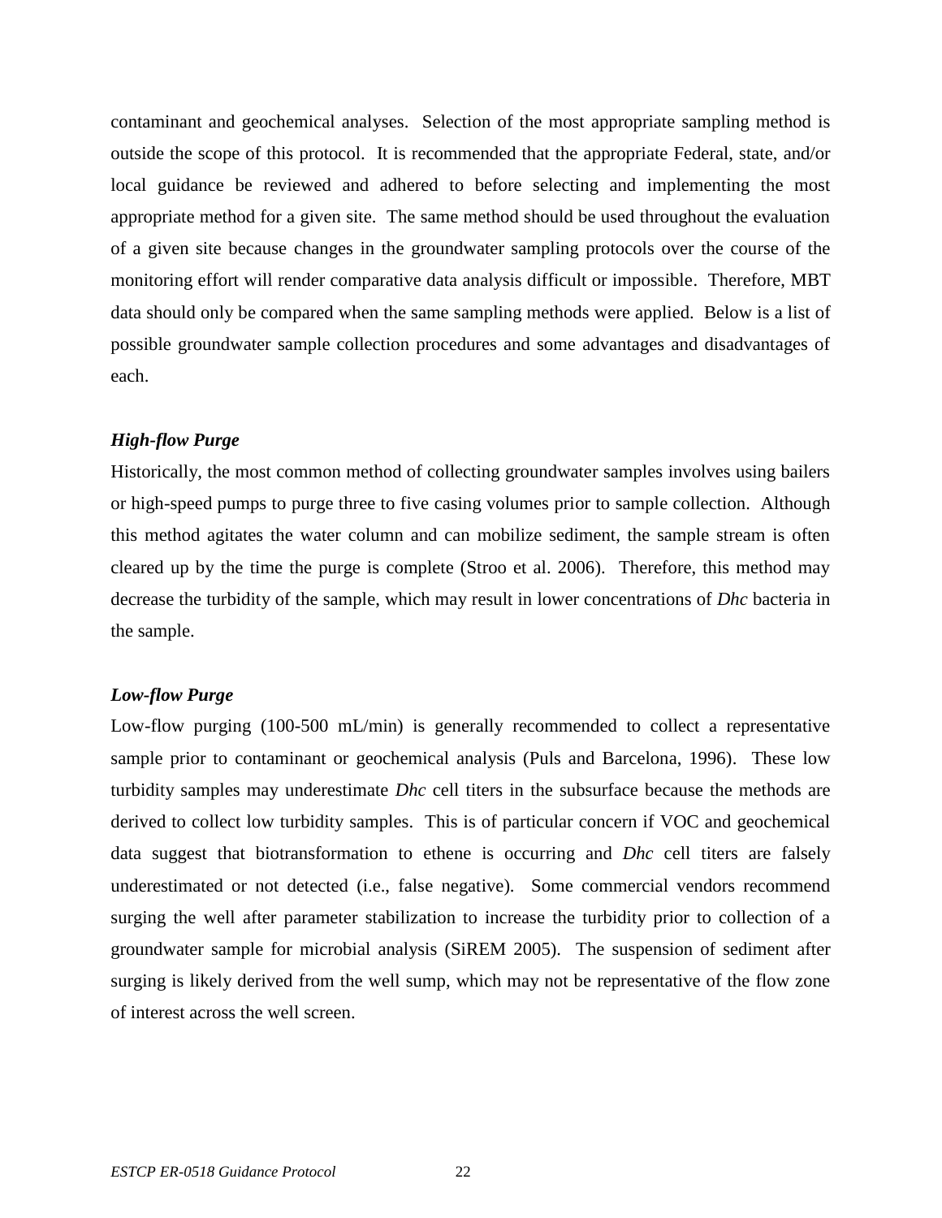contaminant and geochemical analyses. Selection of the most appropriate sampling method is outside the scope of this protocol. It is recommended that the appropriate Federal, state, and/or local guidance be reviewed and adhered to before selecting and implementing the most appropriate method for a given site. The same method should be used throughout the evaluation of a given site because changes in the groundwater sampling protocols over the course of the monitoring effort will render comparative data analysis difficult or impossible. Therefore, MBT data should only be compared when the same sampling methods were applied. Below is a list of possible groundwater sample collection procedures and some advantages and disadvantages of each.

***High-flow Purge***

Historically, the most common method of collecting groundwater samples involves using bailers or high-speed pumps to purge three to five casing volumes prior to sample collection. Although this method agitates the water column and can mobilize sediment, the sample stream is often cleared up by the time the purge is complete (Stroo et al. 2006). Therefore, this method may decrease the turbidity of the sample, which may result in lower concentrations of *Dhc* bacteria in the sample.

***Low-flow Purge***

Low-flow purging (100-500 mL/min) is generally recommended to collect a representative sample prior to contaminant or geochemical analysis (Puls and Barcelona, 1996). These low turbidity samples may underestimate *Dhc* cell titers in the subsurface because the methods are derived to collect low turbidity samples. This is of particular concern if VOC and geochemical data suggest that biotransformation to ethene is occurring and *Dhc* cell titers are falsely underestimated or not detected (i.e., false negative). Some commercial vendors recommend surging the well after parameter stabilization to increase the turbidity prior to collection of a groundwater sample for microbial analysis (SiREM 2005). The suspension of sediment after surging is likely derived from the well sump, which may not be representative of the flow zone of interest across the well screen.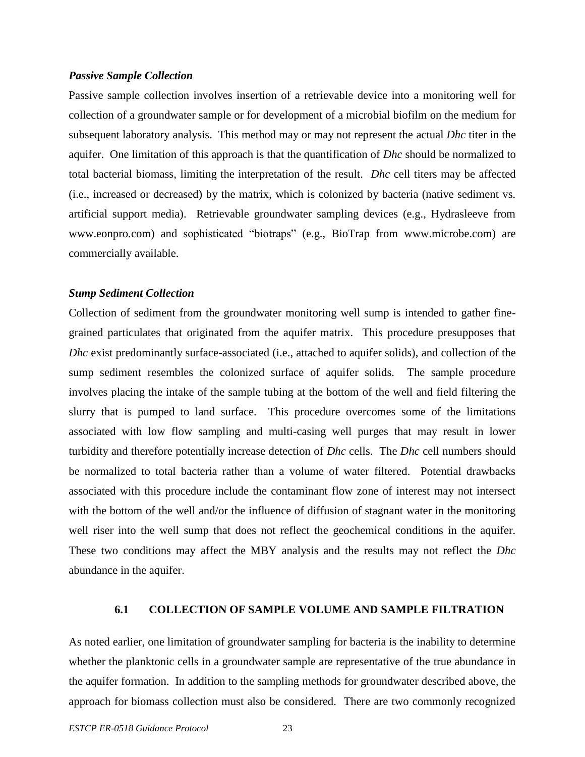***Passive Sample Collection***

Passive sample collection involves insertion of a retrievable device into a monitoring well for collection of a groundwater sample or for development of a microbial biofilm on the medium for subsequent laboratory analysis. This method may or may not represent the actual *Dhc* titer in the aquifer. One limitation of this approach is that the quantification of *Dhc* should be normalized to total bacterial biomass, limiting the interpretation of the result. *Dhc* cell titers may be affected (i.e., increased or decreased) by the matrix, which is colonized by bacteria (native sediment vs. artificial support media). Retrievable groundwater sampling devices (e.g., Hydrasleeve from www.eonpro.com) and sophisticated "biotraps" (e.g., BioTrap from www.microbe.com) are commercially available.

***Sump Sediment Collection***

Collection of sediment from the groundwater monitoring well sump is intended to gather fine-grained particulates that originated from the aquifer matrix. This procedure presupposes that *Dhc* exist predominantly surface-associated (i.e., attached to aquifer solids), and collection of the sump sediment resembles the colonized surface of aquifer solids. The sample procedure involves placing the intake of the sample tubing at the bottom of the well and field filtering the slurry that is pumped to land surface. This procedure overcomes some of the limitations associated with low flow sampling and multi-casing well purges that may result in lower turbidity and therefore potentially increase detection of *Dhc* cells. The *Dhc* cell numbers should be normalized to total bacteria rather than a volume of water filtered. Potential drawbacks associated with this procedure include the contaminant flow zone of interest may not intersect with the bottom of the well and/or the influence of diffusion of stagnant water in the monitoring well riser into the well sump that does not reflect the geochemical conditions in the aquifer. These two conditions may affect the MBY analysis and the results may not reflect the *Dhc* abundance in the aquifer.

### 6.1 COLLECTION OF SAMPLE VOLUME AND SAMPLE FILTRATION

As noted earlier, one limitation of groundwater sampling for bacteria is the inability to determine whether the planktonic cells in a groundwater sample are representative of the true abundance in the aquifer formation. In addition to the sampling methods for groundwater described above, the approach for biomass collection must also be considered. There are two commonly recognized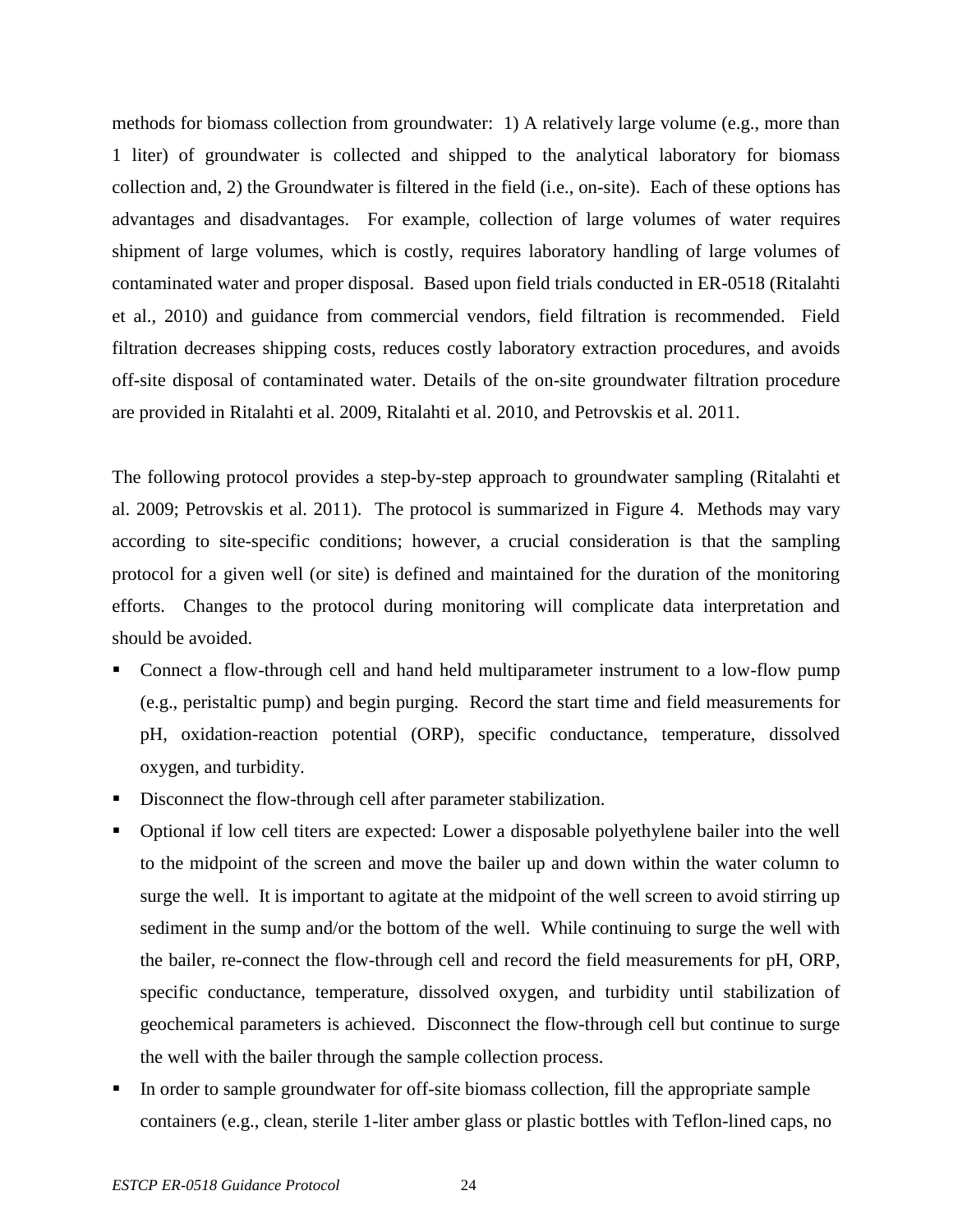methods for biomass collection from groundwater: 1) A relatively large volume (e.g., more than 1 liter) of groundwater is collected and shipped to the analytical laboratory for biomass collection and, 2) the Groundwater is filtered in the field (i.e., on-site). Each of these options has advantages and disadvantages. For example, collection of large volumes of water requires shipment of large volumes, which is costly, requires laboratory handling of large volumes of contaminated water and proper disposal. Based upon field trials conducted in ER-0518 (Ritalahti et al., 2010) and guidance from commercial vendors, field filtration is recommended. Field filtration decreases shipping costs, reduces costly laboratory extraction procedures, and avoids off-site disposal of contaminated water. Details of the on-site groundwater filtration procedure are provided in Ritalahti et al. 2009, Ritalahti et al. 2010, and Petrovskis et al. 2011.

The following protocol provides a step-by-step approach to groundwater sampling (Ritalahti et al. 2009; Petrovskis et al. 2011). The protocol is summarized in Figure 4. Methods may vary according to site-specific conditions; however, a crucial consideration is that the sampling protocol for a given well (or site) is defined and maintained for the duration of the monitoring efforts. Changes to the protocol during monitoring will complicate data interpretation and should be avoided.

- Connect a flow-through cell and hand held multiparameter instrument to a low-flow pump (e.g., peristaltic pump) and begin purging. Record the start time and field measurements for pH, oxidation-reaction potential (ORP), specific conductance, temperature, dissolved oxygen, and turbidity.
- Disconnect the flow-through cell after parameter stabilization.
- Optional if low cell titers are expected: Lower a disposable polyethylene bailer into the well to the midpoint of the screen and move the bailer up and down within the water column to surge the well. It is important to agitate at the midpoint of the well screen to avoid stirring up sediment in the sump and/or the bottom of the well. While continuing to surge the well with the bailer, re-connect the flow-through cell and record the field measurements for pH, ORP, specific conductance, temperature, dissolved oxygen, and turbidity until stabilization of geochemical parameters is achieved. Disconnect the flow-through cell but continue to surge the well with the bailer through the sample collection process.
- In order to sample groundwater for off-site biomass collection, fill the appropriate sample containers (e.g., clean, sterile 1-liter amber glass or plastic bottles with Teflon-lined caps, no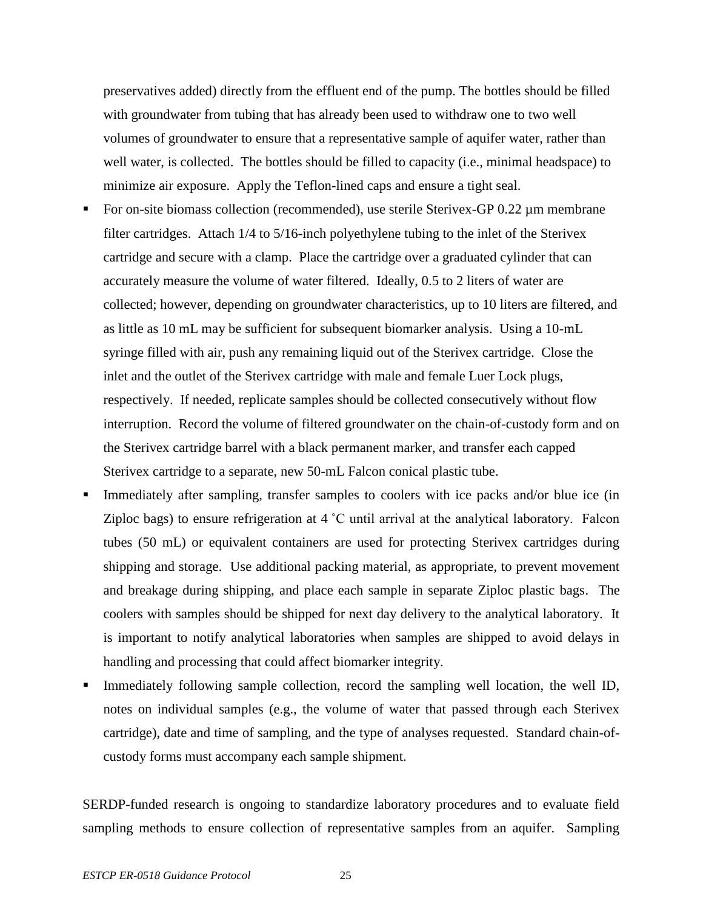preservatives added) directly from the effluent end of the pump. The bottles should be filled with groundwater from tubing that has already been used to withdraw one to two well volumes of groundwater to ensure that a representative sample of aquifer water, rather than well water, is collected. The bottles should be filled to capacity (i.e., minimal headspace) to minimize air exposure. Apply the Teflon-lined caps and ensure a tight seal.

- For on-site biomass collection (recommended), use sterile Sterivex-GP 0.22 µm membrane filter cartridges. Attach 1/4 to 5/16-inch polyethylene tubing to the inlet of the Sterivex cartridge and secure with a clamp. Place the cartridge over a graduated cylinder that can accurately measure the volume of water filtered. Ideally, 0.5 to 2 liters of water are collected; however, depending on groundwater characteristics, up to 10 liters are filtered, and as little as 10 mL may be sufficient for subsequent biomarker analysis. Using a 10-mL syringe filled with air, push any remaining liquid out of the Sterivex cartridge. Close the inlet and the outlet of the Sterivex cartridge with male and female Luer Lock plugs, respectively. If needed, replicate samples should be collected consecutively without flow interruption. Record the volume of filtered groundwater on the chain-of-custody form and on the Sterivex cartridge barrel with a black permanent marker, and transfer each capped Sterivex cartridge to a separate, new 50-mL Falcon conical plastic tube.
- Immediately after sampling, transfer samples to coolers with ice packs and/or blue ice (in Ziploc bags) to ensure refrigeration at 4 ˚C until arrival at the analytical laboratory. Falcon tubes (50 mL) or equivalent containers are used for protecting Sterivex cartridges during shipping and storage. Use additional packing material, as appropriate, to prevent movement and breakage during shipping, and place each sample in separate Ziploc plastic bags. The coolers with samples should be shipped for next day delivery to the analytical laboratory. It is important to notify analytical laboratories when samples are shipped to avoid delays in handling and processing that could affect biomarker integrity.
- Immediately following sample collection, record the sampling well location, the well ID, notes on individual samples (e.g., the volume of water that passed through each Sterivex cartridge), date and time of sampling, and the type of analyses requested. Standard chain-of-custody forms must accompany each sample shipment.

SERDP-funded research is ongoing to standardize laboratory procedures and to evaluate field sampling methods to ensure collection of representative samples from an aquifer. Sampling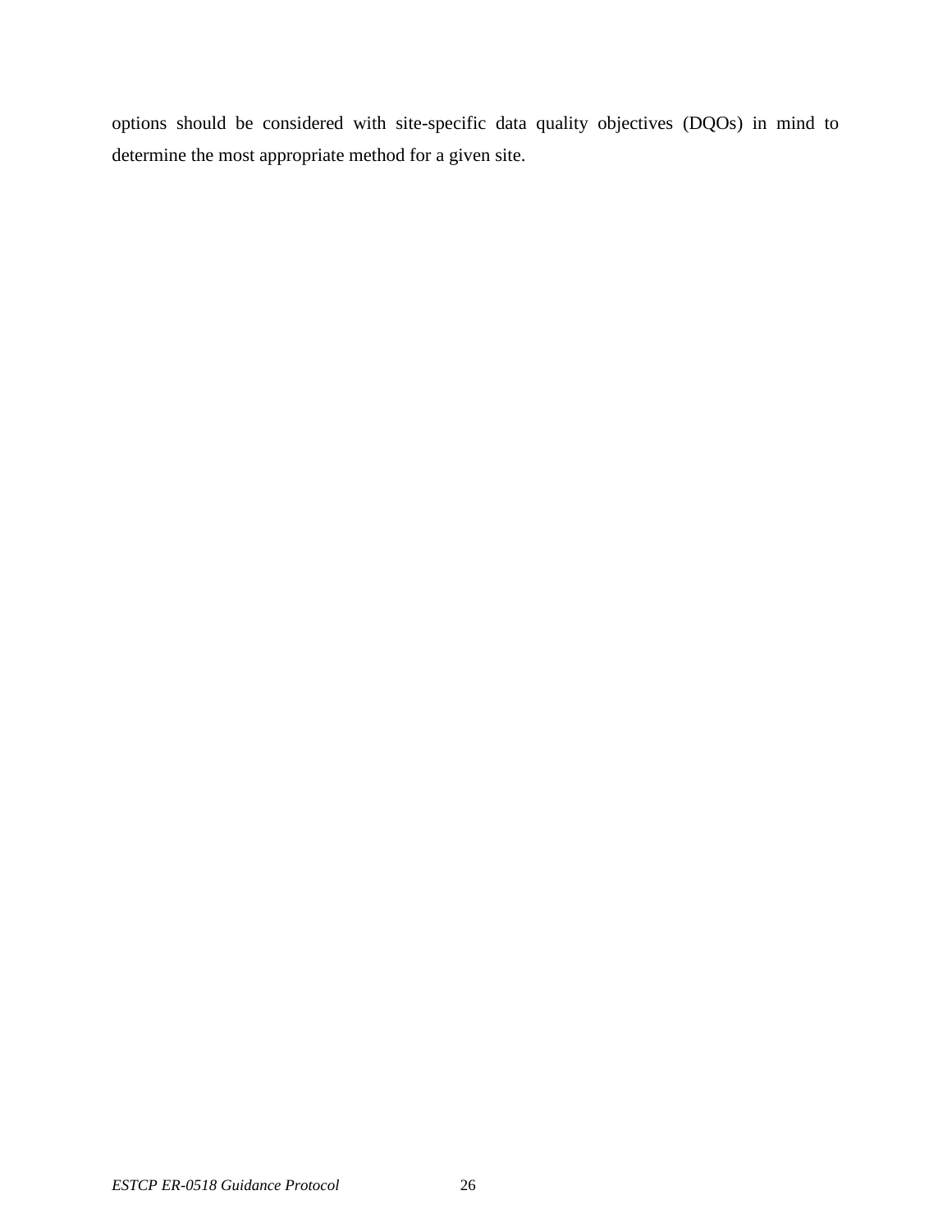options should be considered with site-specific data quality objectives (DQOs) in mind to determine the most appropriate method for a given site.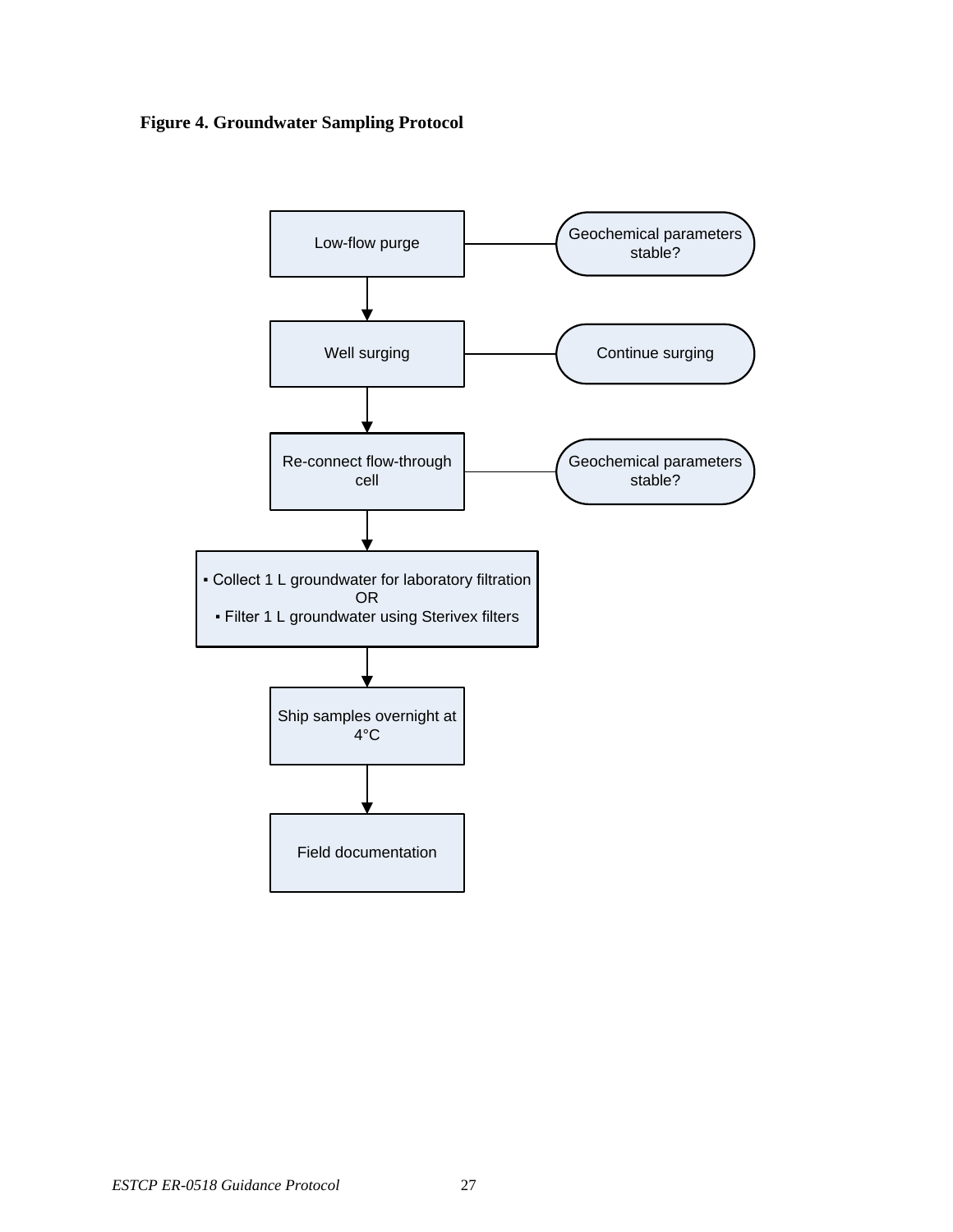**Figure 4. Groundwater Sampling Protocol**

Low-flow purge — Geochemical parameters stable?

↓

Well surging — Continue surging

↓

Re-connect flow-through cell — Geochemical parameters stable?

↓

▪ Collect 1 L groundwater for laboratory filtration
OR
▪ Filter 1 L groundwater using Sterivex filters

↓

Ship samples overnight at 4°C

↓

Field documentation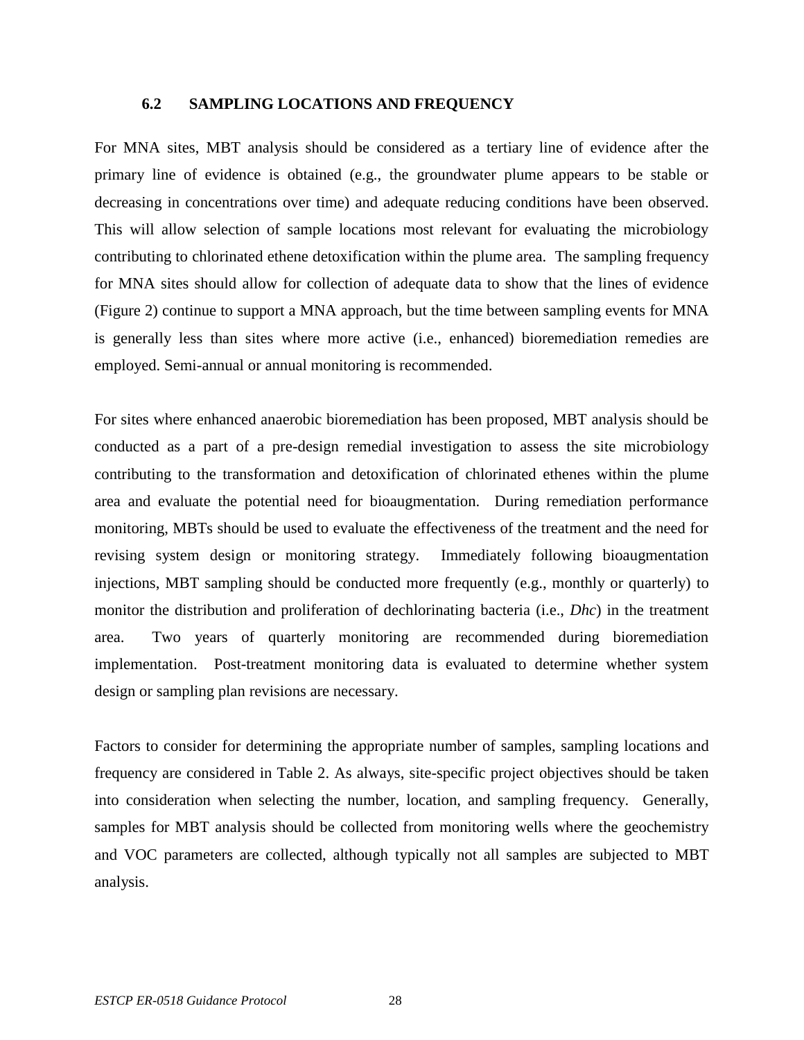## 6.2 SAMPLING LOCATIONS AND FREQUENCY

For MNA sites, MBT analysis should be considered as a tertiary line of evidence after the primary line of evidence is obtained (e.g., the groundwater plume appears to be stable or decreasing in concentrations over time) and adequate reducing conditions have been observed. This will allow selection of sample locations most relevant for evaluating the microbiology contributing to chlorinated ethene detoxification within the plume area. The sampling frequency for MNA sites should allow for collection of adequate data to show that the lines of evidence (Figure 2) continue to support a MNA approach, but the time between sampling events for MNA is generally less than sites where more active (i.e., enhanced) bioremediation remedies are employed. Semi-annual or annual monitoring is recommended.

For sites where enhanced anaerobic bioremediation has been proposed, MBT analysis should be conducted as a part of a pre-design remedial investigation to assess the site microbiology contributing to the transformation and detoxification of chlorinated ethenes within the plume area and evaluate the potential need for bioaugmentation. During remediation performance monitoring, MBTs should be used to evaluate the effectiveness of the treatment and the need for revising system design or monitoring strategy. Immediately following bioaugmentation injections, MBT sampling should be conducted more frequently (e.g., monthly or quarterly) to monitor the distribution and proliferation of dechlorinating bacteria (i.e., *Dhc*) in the treatment area. Two years of quarterly monitoring are recommended during bioremediation implementation. Post-treatment monitoring data is evaluated to determine whether system design or sampling plan revisions are necessary.

Factors to consider for determining the appropriate number of samples, sampling locations and frequency are considered in Table 2. As always, site-specific project objectives should be taken into consideration when selecting the number, location, and sampling frequency. Generally, samples for MBT analysis should be collected from monitoring wells where the geochemistry and VOC parameters are collected, although typically not all samples are subjected to MBT analysis.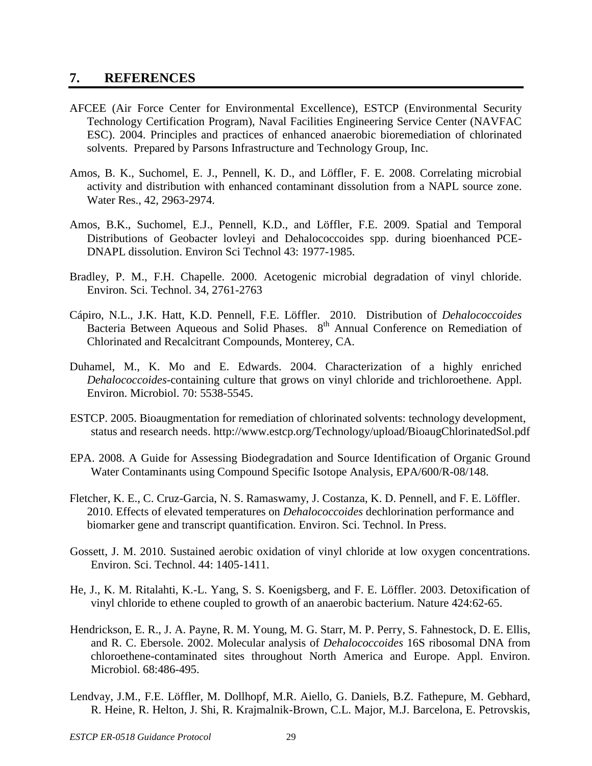## 7. REFERENCES

AFCEE (Air Force Center for Environmental Excellence), ESTCP (Environmental Security Technology Certification Program), Naval Facilities Engineering Service Center (NAVFAC ESC). 2004. Principles and practices of enhanced anaerobic bioremediation of chlorinated solvents. Prepared by Parsons Infrastructure and Technology Group, Inc.

Amos, B. K., Suchomel, E. J., Pennell, K. D., and Löffler, F. E. 2008. Correlating microbial activity and distribution with enhanced contaminant dissolution from a NAPL source zone. Water Res., 42, 2963-2974.

Amos, B.K., Suchomel, E.J., Pennell, K.D., and Löffler, F.E. 2009. Spatial and Temporal Distributions of Geobacter lovleyi and Dehalococcoides spp. during bioenhanced PCE-DNAPL dissolution. Environ Sci Technol 43: 1977-1985.

Bradley, P. M., F.H. Chapelle. 2000. Acetogenic microbial degradation of vinyl chloride. Environ. Sci. Technol. 34, 2761-2763

Cápiro, N.L., J.K. Hatt, K.D. Pennell, F.E. Löffler. 2010. Distribution of *Dehalococcoides* Bacteria Between Aqueous and Solid Phases. 8th Annual Conference on Remediation of Chlorinated and Recalcitrant Compounds, Monterey, CA.

Duhamel, M., K. Mo and E. Edwards. 2004. Characterization of a highly enriched *Dehalococcoides*-containing culture that grows on vinyl chloride and trichloroethene. Appl. Environ. Microbiol. 70: 5538-5545.

ESTCP. 2005. Bioaugmentation for remediation of chlorinated solvents: technology development, status and research needs. http://www.estcp.org/Technology/upload/BioaugChlorinatedSol.pdf

EPA. 2008. A Guide for Assessing Biodegradation and Source Identification of Organic Ground Water Contaminants using Compound Specific Isotope Analysis, EPA/600/R-08/148.

Fletcher, K. E., C. Cruz-Garcia, N. S. Ramaswamy, J. Costanza, K. D. Pennell, and F. E. Löffler. 2010. Effects of elevated temperatures on *Dehalococcoides* dechlorination performance and biomarker gene and transcript quantification. Environ. Sci. Technol. In Press.

Gossett, J. M. 2010. Sustained aerobic oxidation of vinyl chloride at low oxygen concentrations. Environ. Sci. Technol. 44: 1405-1411.

He, J., K. M. Ritalahti, K.-L. Yang, S. S. Koenigsberg, and F. E. Löffler. 2003. Detoxification of vinyl chloride to ethene coupled to growth of an anaerobic bacterium. Nature 424:62-65.

Hendrickson, E. R., J. A. Payne, R. M. Young, M. G. Starr, M. P. Perry, S. Fahnestock, D. E. Ellis, and R. C. Ebersole. 2002. Molecular analysis of *Dehalococcoides* 16S ribosomal DNA from chloroethene-contaminated sites throughout North America and Europe. Appl. Environ. Microbiol. 68:486-495.

Lendvay, J.M., F.E. Löffler, M. Dollhopf, M.R. Aiello, G. Daniels, B.Z. Fathepure, M. Gebhard, R. Heine, R. Helton, J. Shi, R. Krajmalnik-Brown, C.L. Major, M.J. Barcelona, E. Petrovskis,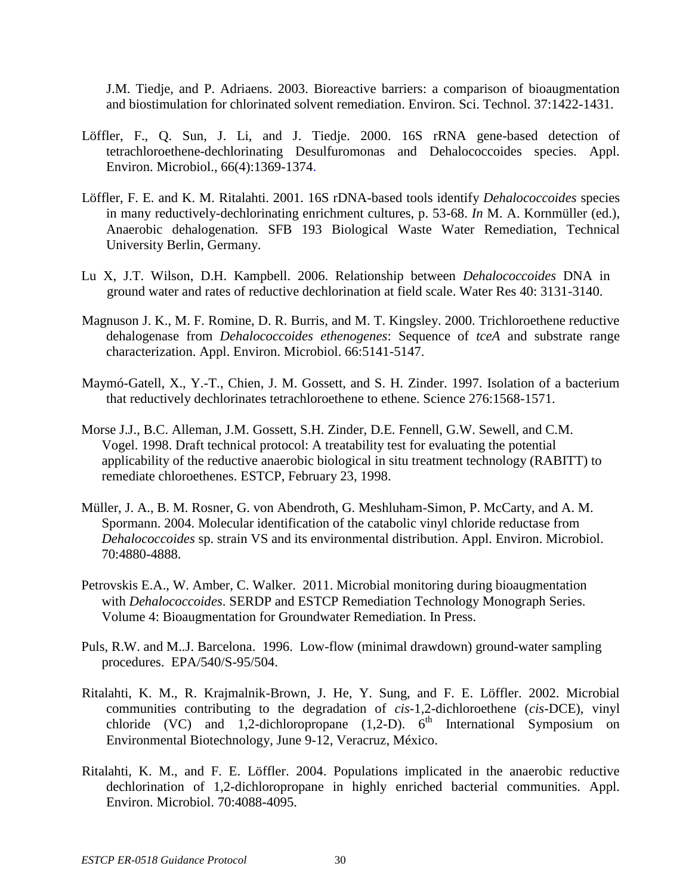J.M. Tiedje, and P. Adriaens. 2003. Bioreactive barriers: a comparison of bioaugmentation and biostimulation for chlorinated solvent remediation. Environ. Sci. Technol. 37:1422-1431.

Löffler, F., Q. Sun, J. Li, and J. Tiedje. 2000. 16S rRNA gene-based detection of tetrachloroethene-dechlorinating Desulfuromonas and Dehalococcoides species. Appl. Environ. Microbiol., 66(4):1369-1374.

Löffler, F. E. and K. M. Ritalahti. 2001. 16S rDNA-based tools identify *Dehalococcoides* species in many reductively-dechlorinating enrichment cultures, p. 53-68. *In* M. A. Kornmüller (ed.), Anaerobic dehalogenation. SFB 193 Biological Waste Water Remediation, Technical University Berlin, Germany.

Lu X, J.T. Wilson, D.H. Kampbell. 2006. Relationship between *Dehalococcoides* DNA in ground water and rates of reductive dechlorination at field scale. Water Res 40: 3131-3140.

Magnuson J. K., M. F. Romine, D. R. Burris, and M. T. Kingsley. 2000. Trichloroethene reductive dehalogenase from *Dehalococcoides ethenogenes*: Sequence of *tceA* and substrate range characterization. Appl. Environ. Microbiol. 66:5141-5147.

Maymó-Gatell, X., Y.-T., Chien, J. M. Gossett, and S. H. Zinder. 1997. Isolation of a bacterium that reductively dechlorinates tetrachloroethene to ethene. Science 276:1568-1571.

Morse J.J., B.C. Alleman, J.M. Gossett, S.H. Zinder, D.E. Fennell, G.W. Sewell, and C.M. Vogel. 1998. Draft technical protocol: A treatability test for evaluating the potential applicability of the reductive anaerobic biological in situ treatment technology (RABITT) to remediate chloroethenes. ESTCP, February 23, 1998.

Müller, J. A., B. M. Rosner, G. von Abendroth, G. Meshluham-Simon, P. McCarty, and A. M. Spormann. 2004. Molecular identification of the catabolic vinyl chloride reductase from *Dehalococcoides* sp. strain VS and its environmental distribution. Appl. Environ. Microbiol. 70:4880-4888.

Petrovskis E.A., W. Amber, C. Walker. 2011. Microbial monitoring during bioaugmentation with *Dehalococcoides*. SERDP and ESTCP Remediation Technology Monograph Series. Volume 4: Bioaugmentation for Groundwater Remediation. In Press.

Puls, R.W. and M..J. Barcelona. 1996. Low-flow (minimal drawdown) ground-water sampling procedures. EPA/540/S-95/504.

Ritalahti, K. M., R. Krajmalnik-Brown, J. He, Y. Sung, and F. E. Löffler. 2002. Microbial communities contributing to the degradation of *cis*-1,2-dichloroethene (*cis*-DCE), vinyl chloride (VC) and 1,2-dichloropropane (1,2-D). 6th International Symposium on Environmental Biotechnology, June 9-12, Veracruz, México.

Ritalahti, K. M., and F. E. Löffler. 2004. Populations implicated in the anaerobic reductive dechlorination of 1,2-dichloropropane in highly enriched bacterial communities. Appl. Environ. Microbiol. 70:4088-4095.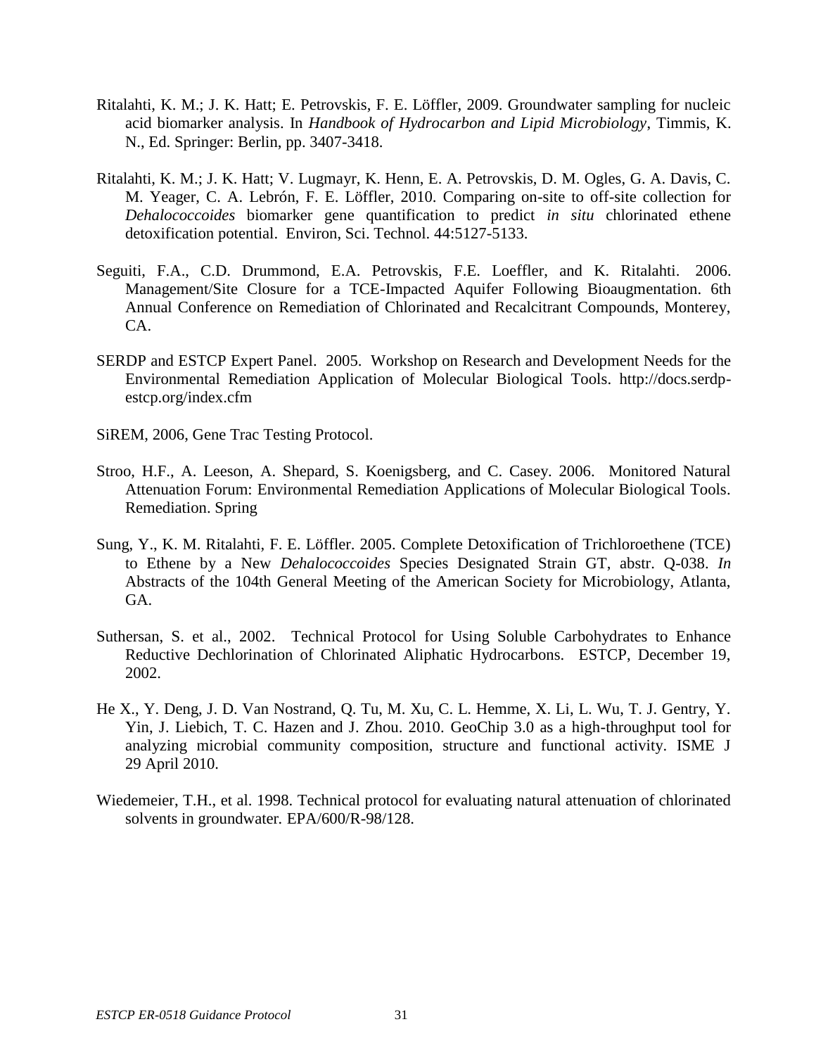Ritalahti, K. M.; J. K. Hatt; E. Petrovskis, F. E. Löffler, 2009. Groundwater sampling for nucleic acid biomarker analysis. In *Handbook of Hydrocarbon and Lipid Microbiology*, Timmis, K. N., Ed. Springer: Berlin, pp. 3407-3418.

Ritalahti, K. M.; J. K. Hatt; V. Lugmayr, K. Henn, E. A. Petrovskis, D. M. Ogles, G. A. Davis, C. M. Yeager, C. A. Lebrón, F. E. Löffler, 2010. Comparing on-site to off-site collection for *Dehalococcoides* biomarker gene quantification to predict *in situ* chlorinated ethene detoxification potential. Environ, Sci. Technol. 44:5127-5133.

Seguiti, F.A., C.D. Drummond, E.A. Petrovskis, F.E. Loeffler, and K. Ritalahti. 2006. Management/Site Closure for a TCE-Impacted Aquifer Following Bioaugmentation. 6th Annual Conference on Remediation of Chlorinated and Recalcitrant Compounds, Monterey, CA.

SERDP and ESTCP Expert Panel. 2005. Workshop on Research and Development Needs for the Environmental Remediation Application of Molecular Biological Tools. http://docs.serdp-estcp.org/index.cfm

SiREM, 2006, Gene Trac Testing Protocol.

Stroo, H.F., A. Leeson, A. Shepard, S. Koenigsberg, and C. Casey. 2006. Monitored Natural Attenuation Forum: Environmental Remediation Applications of Molecular Biological Tools. Remediation. Spring

Sung, Y., K. M. Ritalahti, F. E. Löffler. 2005. Complete Detoxification of Trichloroethene (TCE) to Ethene by a New *Dehalococcoides* Species Designated Strain GT, abstr. Q-038. *In* Abstracts of the 104th General Meeting of the American Society for Microbiology, Atlanta, GA.

Suthersan, S. et al., 2002. Technical Protocol for Using Soluble Carbohydrates to Enhance Reductive Dechlorination of Chlorinated Aliphatic Hydrocarbons. ESTCP, December 19, 2002.

He X., Y. Deng, J. D. Van Nostrand, Q. Tu, M. Xu, C. L. Hemme, X. Li, L. Wu, T. J. Gentry, Y. Yin, J. Liebich, T. C. Hazen and J. Zhou. 2010. GeoChip 3.0 as a high-throughput tool for analyzing microbial community composition, structure and functional activity. ISME J 29 April 2010.

Wiedemeier, T.H., et al. 1998. Technical protocol for evaluating natural attenuation of chlorinated solvents in groundwater. EPA/600/R-98/128.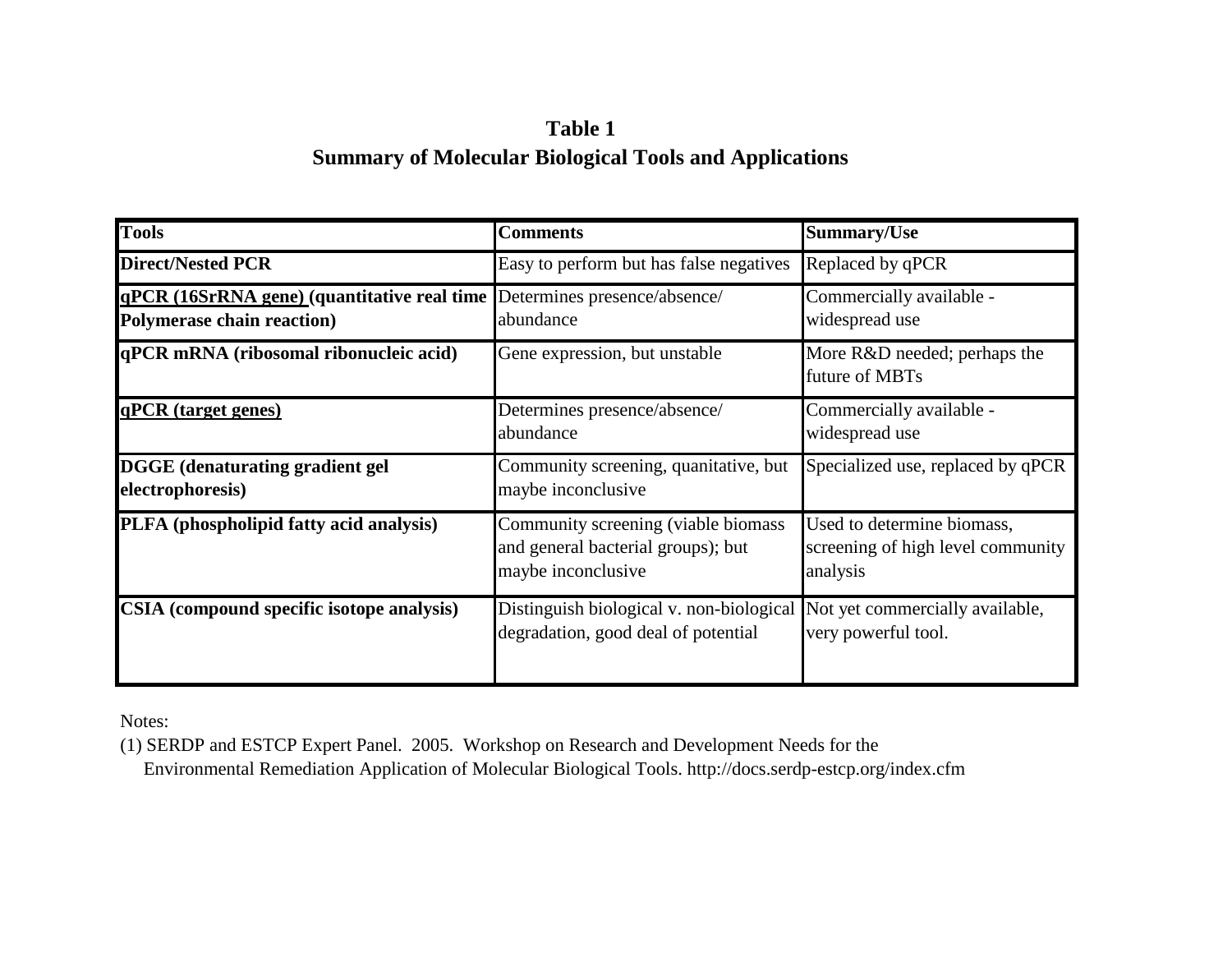# Table 1
## Summary of Molecular Biological Tools and Applications

| Tools | Comments | Summary/Use |
|---|---|---|
| **Direct/Nested PCR** | Easy to perform but has false negatives | Replaced by qPCR |
| **qPCR (16SrRNA gene) (quantitative real time Polymerase chain reaction)** | Determines presence/absence/ abundance | Commercially available - widespread use |
| **qPCR mRNA (ribosomal ribonucleic acid)** | Gene expression, but unstable | More R&D needed; perhaps the future of MBTs |
| **qPCR (target genes)** | Determines presence/absence/ abundance | Commercially available - widespread use |
| **DGGE (denaturating gradient gel electrophoresis)** | Community screening, quanitative, but maybe inconclusive | Specialized use, replaced by qPCR |
| **PLFA (phospholipid fatty acid analysis)** | Community screening (viable biomass and general bacterial groups); but maybe inconclusive | Used to determine biomass, screening of high level community analysis |
| **CSIA (compound specific isotope analysis)** | Distinguish biological v. non-biological degradation, good deal of potential | Not yet commercially available, very powerful tool. |

Notes:

(1) SERDP and ESTCP Expert Panel. 2005. Workshop on Research and Development Needs for the Environmental Remediation Application of Molecular Biological Tools. http://docs.serdp-estcp.org/index.cfm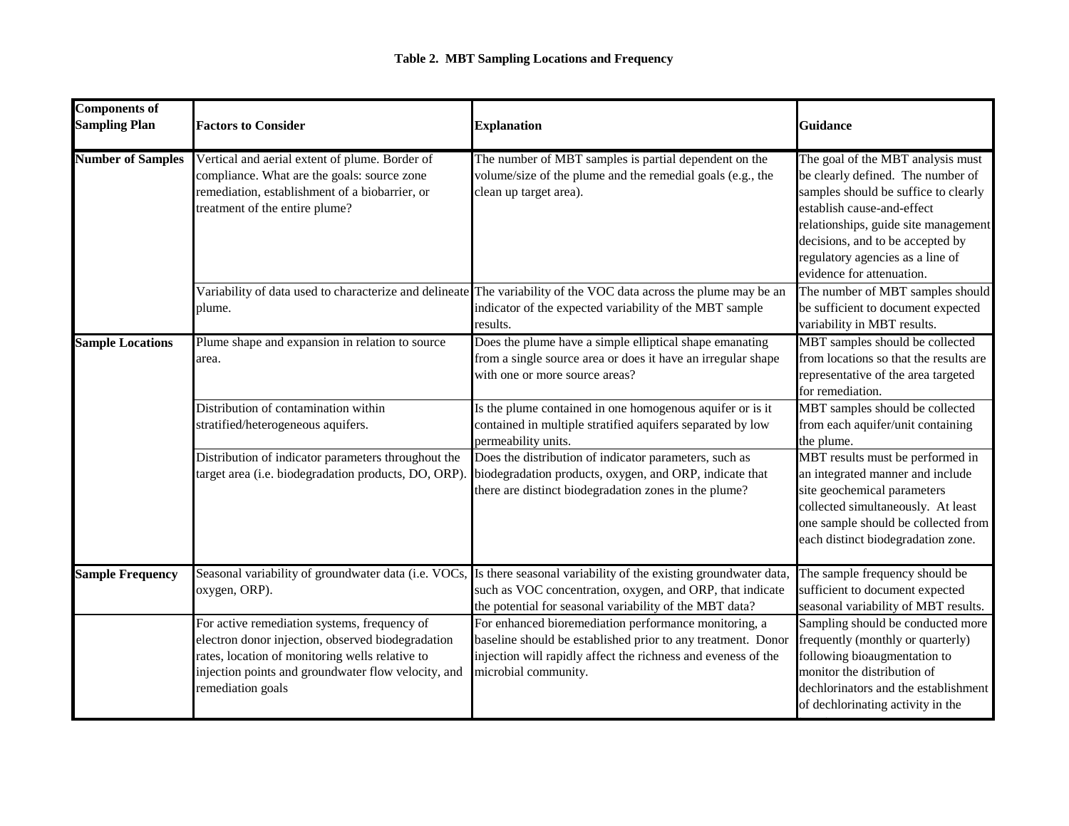**Table 2. MBT Sampling Locations and Frequency**

| Components of Sampling Plan | Factors to Consider | Explanation | Guidance |
|---|---|---|---|
| **Number of Samples** | Vertical and aerial extent of plume. Border of compliance. What are the goals: source zone remediation, establishment of a biobarrier, or treatment of the entire plume? | The number of MBT samples is partial dependent on the volume/size of the plume and the remedial goals (e.g., the clean up target area). | The goal of the MBT analysis must be clearly defined. The number of samples should be suffice to clearly establish cause-and-effect relationships, guide site management decisions, and to be accepted by regulatory agencies as a line of evidence for attenuation. |
| | Variability of data used to characterize and delineate plume. | The variability of the VOC data across the plume may be an indicator of the expected variability of the MBT sample results. | The number of MBT samples should be sufficient to document expected variability in MBT results. |
| **Sample Locations** | Plume shape and expansion in relation to source area. | Does the plume have a simple elliptical shape emanating from a single source area or does it have an irregular shape with one or more source areas? | MBT samples should be collected from locations so that the results are representative of the area targeted for remediation. |
| | Distribution of contamination within stratified/heterogeneous aquifers. | Is the plume contained in one homogenous aquifer or is it contained in multiple stratified aquifers separated by low permeability units. | MBT samples should be collected from each aquifer/unit containing the plume. |
| | Distribution of indicator parameters throughout the target area (i.e. biodegradation products, DO, ORP). | Does the distribution of indicator parameters, such as biodegradation products, oxygen, and ORP, indicate that there are distinct biodegradation zones in the plume? | MBT results must be performed in an integrated manner and include site geochemical parameters collected simultaneously. At least one sample should be collected from each distinct biodegradation zone. |
| **Sample Frequency** | Seasonal variability of groundwater data (i.e. VOCs, oxygen, ORP). | Is there seasonal variability of the existing groundwater data, such as VOC concentration, oxygen, and ORP, that indicate the potential for seasonal variability of the MBT data? | The sample frequency should be sufficient to document expected seasonal variability of MBT results. |
| | For active remediation systems, frequency of electron donor injection, observed biodegradation rates, location of monitoring wells relative to injection points and groundwater flow velocity, and remediation goals | For enhanced bioremediation performance monitoring, a baseline should be established prior to any treatment. Donor injection will rapidly affect the richness and eveness of the microbial community. | Sampling should be conducted more frequently (monthly or quarterly) following bioaugmentation to monitor the distribution of dechlorinators and the establishment of dechlorinating activity in the |